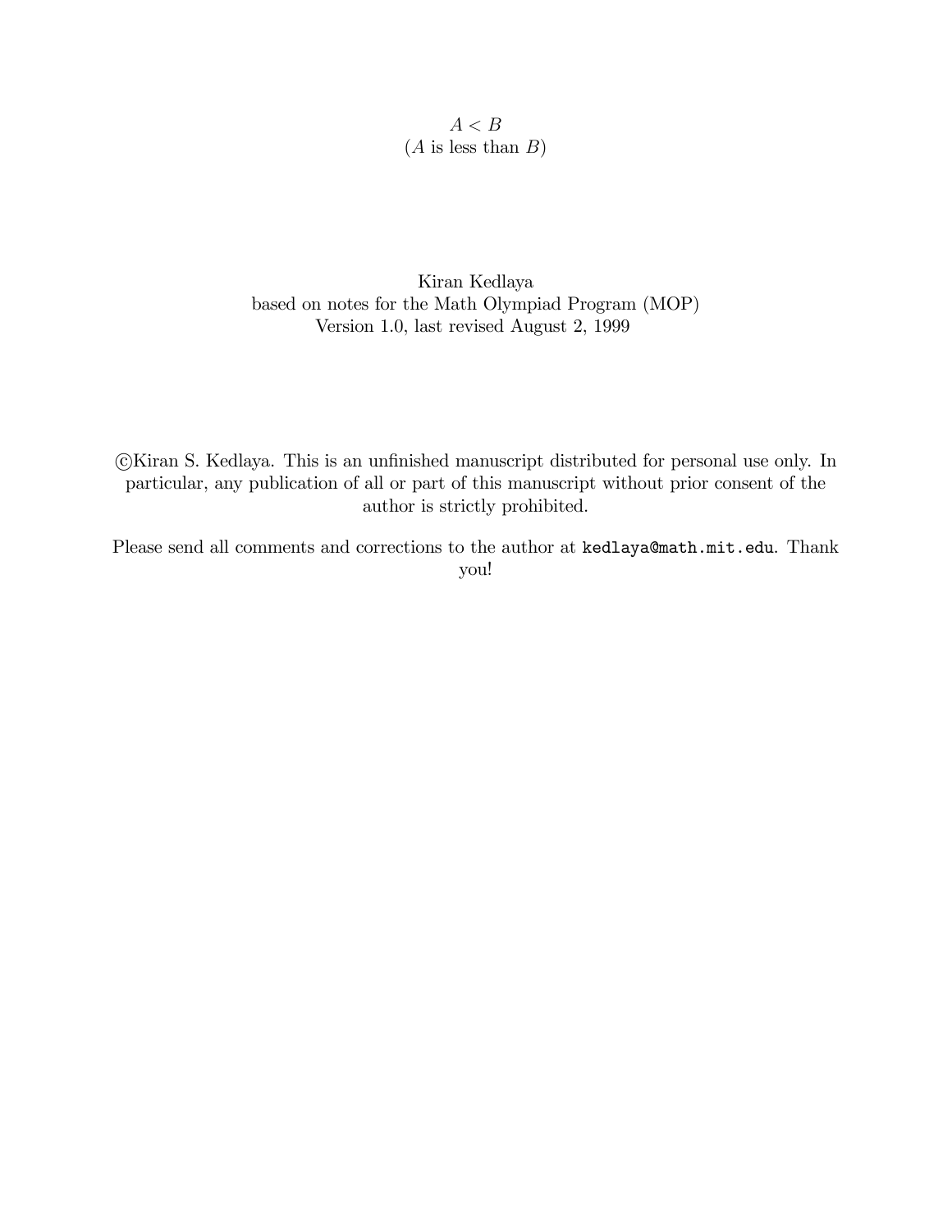# $A < B$

($A$ is less than $B$)

Kiran Kedlaya

based on notes for the Math Olympiad Program (MOP)

Version 1.0, last revised August 2, 1999

©Kiran S. Kedlaya. This is an unfinished manuscript distributed for personal use only. In particular, any publication of all or part of this manuscript without prior consent of the author is strictly prohibited.

Please send all comments and corrections to the author at `kedlaya@math.mit.edu`. Thank you!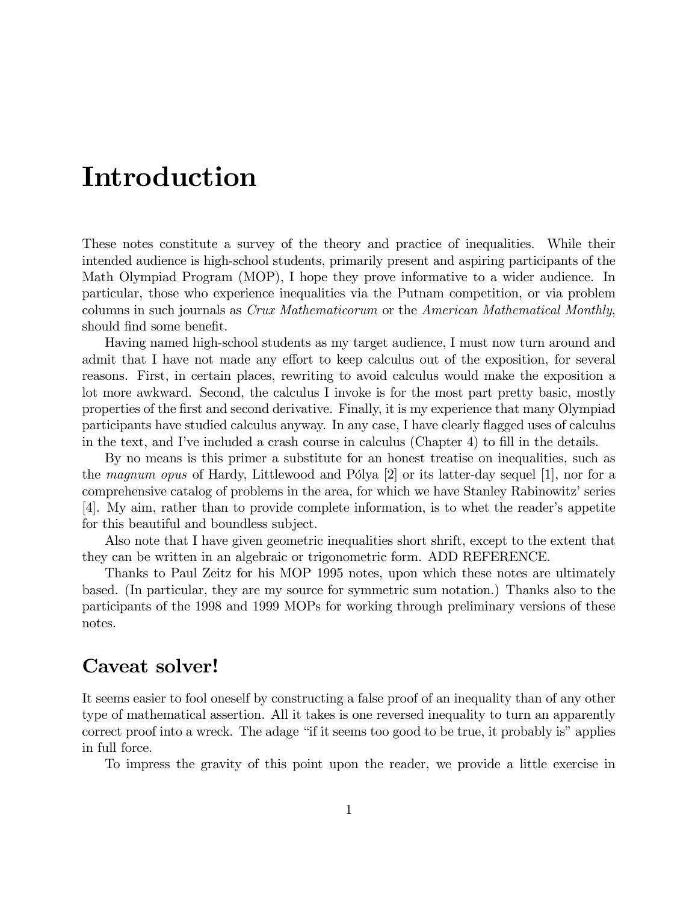# Introduction

These notes constitute a survey of the theory and practice of inequalities. While their intended audience is high-school students, primarily present and aspiring participants of the Math Olympiad Program (MOP), I hope they prove informative to a wider audience. In particular, those who experience inequalities via the Putnam competition, or via problem columns in such journals as *Crux Mathematicorum* or the *American Mathematical Monthly*, should find some benefit.

Having named high-school students as my target audience, I must now turn around and admit that I have not made any effort to keep calculus out of the exposition, for several reasons. First, in certain places, rewriting to avoid calculus would make the exposition a lot more awkward. Second, the calculus I invoke is for the most part pretty basic, mostly properties of the first and second derivative. Finally, it is my experience that many Olympiad participants have studied calculus anyway. In any case, I have clearly flagged uses of calculus in the text, and I've included a crash course in calculus (Chapter 4) to fill in the details.

By no means is this primer a substitute for an honest treatise on inequalities, such as the *magnum opus* of Hardy, Littlewood and Pólya [2] or its latter-day sequel [1], nor for a comprehensive catalog of problems in the area, for which we have Stanley Rabinowitz' series [4]. My aim, rather than to provide complete information, is to whet the reader's appetite for this beautiful and boundless subject.

Also note that I have given geometric inequalities short shrift, except to the extent that they can be written in an algebraic or trigonometric form. ADD REFERENCE.

Thanks to Paul Zeitz for his MOP 1995 notes, upon which these notes are ultimately based. (In particular, they are my source for symmetric sum notation.) Thanks also to the participants of the 1998 and 1999 MOPs for working through preliminary versions of these notes.

## Caveat solver!

It seems easier to fool oneself by constructing a false proof of an inequality than of any other type of mathematical assertion. All it takes is one reversed inequality to turn an apparently correct proof into a wreck. The adage "if it seems too good to be true, it probably is" applies in full force.

To impress the gravity of this point upon the reader, we provide a little exercise in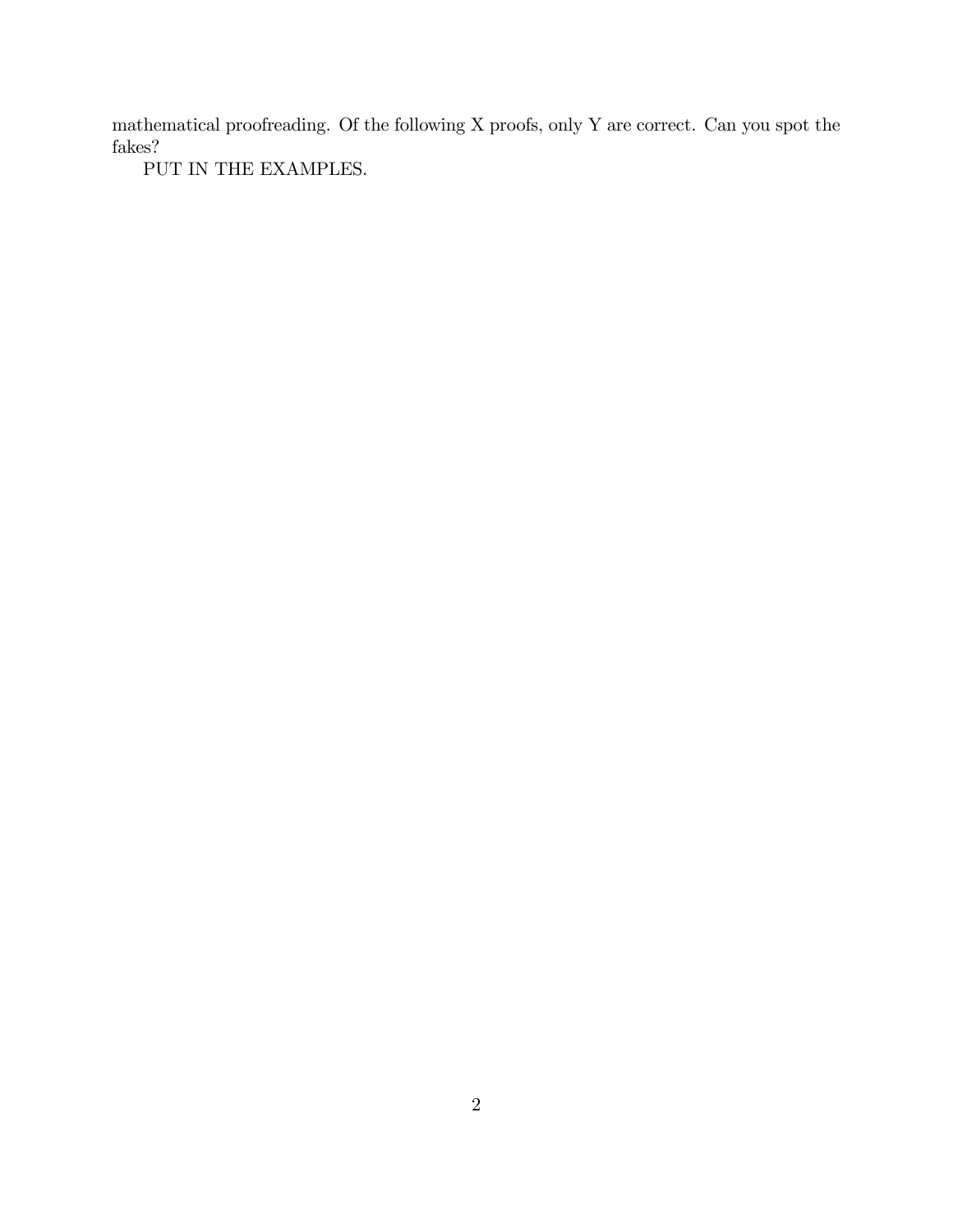mathematical proofreading. Of the following X proofs, only Y are correct. Can you spot the fakes?

PUT IN THE EXAMPLES.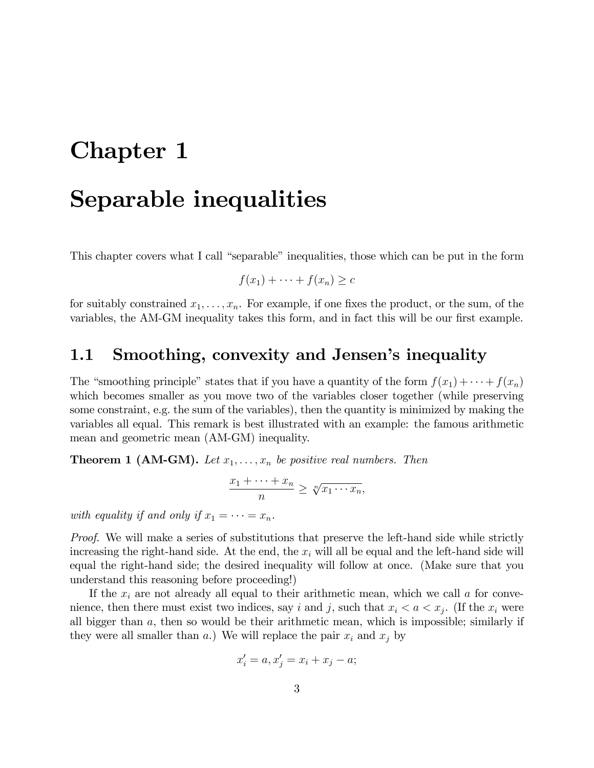# Chapter 1

# Separable inequalities

This chapter covers what I call "separable" inequalities, those which can be put in the form

$$f(x_1) + \cdots + f(x_n) \geq c$$

for suitably constrained $x_1, \ldots, x_n$. For example, if one fixes the product, or the sum, of the variables, the AM-GM inequality takes this form, and in fact this will be our first example.

## 1.1 Smoothing, convexity and Jensen's inequality

The "smoothing principle" states that if you have a quantity of the form $f(x_1) + \cdots + f(x_n)$ which becomes smaller as you move two of the variables closer together (while preserving some constraint, e.g. the sum of the variables), then the quantity is minimized by making the variables all equal. This remark is best illustrated with an example: the famous arithmetic mean and geometric mean (AM-GM) inequality.

**Theorem 1 (AM-GM).** *Let $x_1, \ldots, x_n$ be positive real numbers. Then*

$$\frac{x_1 + \cdots + x_n}{n} \geq \sqrt[n]{x_1 \cdots x_n},$$

*with equality if and only if $x_1 = \cdots = x_n$.*

*Proof.* We will make a series of substitutions that preserve the left-hand side while strictly increasing the right-hand side. At the end, the $x_i$ will all be equal and the left-hand side will equal the right-hand side; the desired inequality will follow at once. (Make sure that you understand this reasoning before proceeding!)

If the $x_i$ are not already all equal to their arithmetic mean, which we call $a$ for convenience, then there must exist two indices, say $i$ and $j$, such that $x_i < a < x_j$. (If the $x_i$ were all bigger than $a$, then so would be their arithmetic mean, which is impossible; similarly if they were all smaller than $a$.) We will replace the pair $x_i$ and $x_j$ by

$$x_i' = a, x_j' = x_i + x_j - a;$$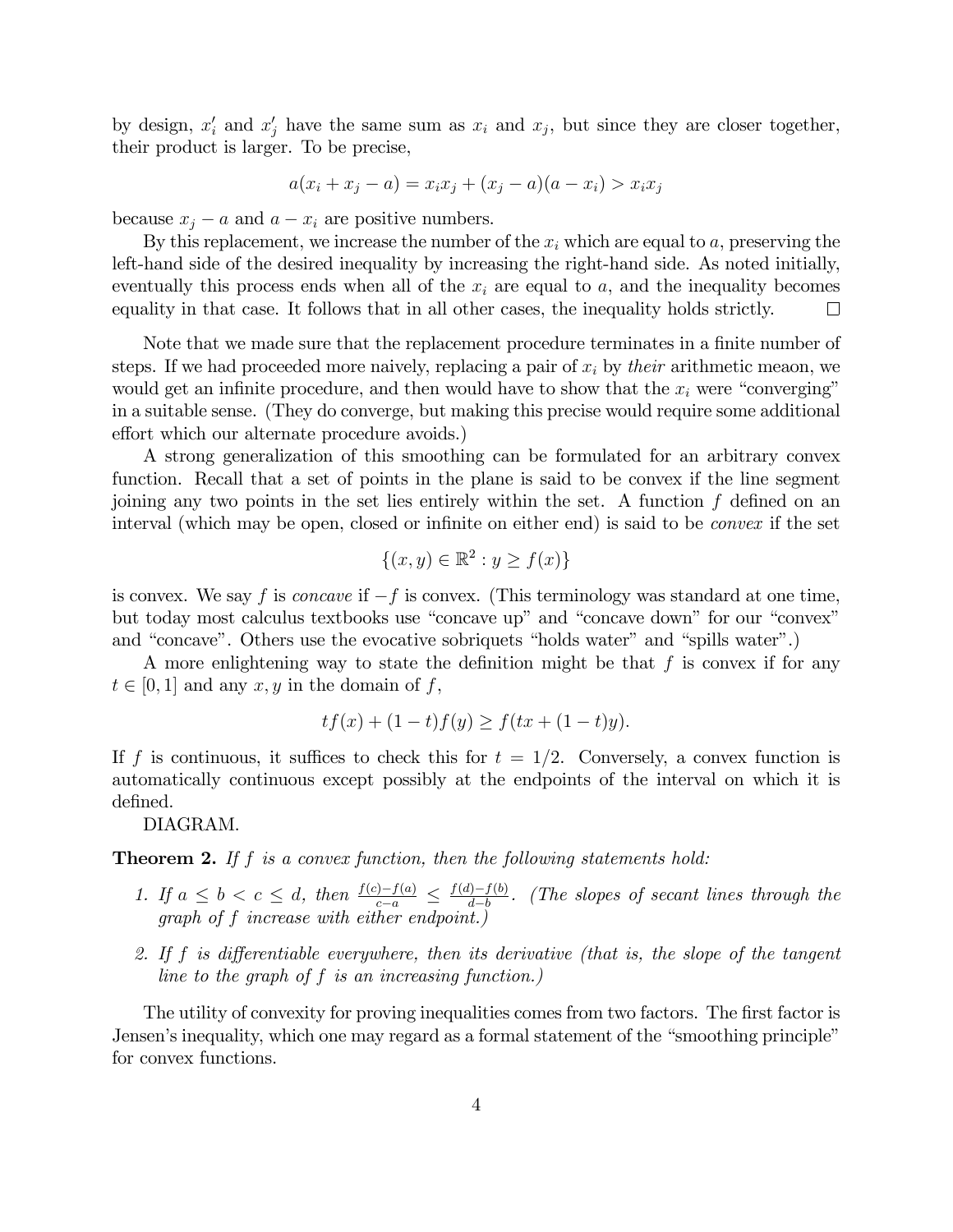by design, $x_i'$ and $x_j'$ have the same sum as $x_i$ and $x_j$, but since they are closer together, their product is larger. To be precise,

$$a(x_i + x_j - a) = x_i x_j + (x_j - a)(a - x_i) > x_i x_j$$

because $x_j - a$ and $a - x_i$ are positive numbers.

By this replacement, we increase the number of the $x_i$ which are equal to $a$, preserving the left-hand side of the desired inequality by increasing the right-hand side. As noted initially, eventually this process ends when all of the $x_i$ are equal to $a$, and the inequality becomes equality in that case. It follows that in all other cases, the inequality holds strictly. □

Note that we made sure that the replacement procedure terminates in a finite number of steps. If we had proceeded more naively, replacing a pair of $x_i$ by *their* arithmetic meaon, we would get an infinite procedure, and then would have to show that the $x_i$ were "converging" in a suitable sense. (They do converge, but making this precise would require some additional effort which our alternate procedure avoids.)

A strong generalization of this smoothing can be formulated for an arbitrary convex function. Recall that a set of points in the plane is said to be convex if the line segment joining any two points in the set lies entirely within the set. A function $f$ defined on an interval (which may be open, closed or infinite on either end) is said to be *convex* if the set

$$\{(x, y) \in \mathbb{R}^2 : y \geq f(x)\}$$

is convex. We say $f$ is *concave* if $-f$ is convex. (This terminology was standard at one time, but today most calculus textbooks use "concave up" and "concave down" for our "convex" and "concave". Others use the evocative sobriquets "holds water" and "spills water".)

A more enlightening way to state the definition might be that $f$ is convex if for any $t \in [0, 1]$ and any $x, y$ in the domain of $f$,

$$tf(x) + (1 - t)f(y) \geq f(tx + (1 - t)y).$$

If $f$ is continuous, it suffices to check this for $t = 1/2$. Conversely, a convex function is automatically continuous except possibly at the endpoints of the interval on which it is defined.

DIAGRAM.

**Theorem 2.** *If $f$ is a convex function, then the following statements hold:*

1. *If $a \leq b < c \leq d$, then $\frac{f(c)-f(a)}{c-a} \leq \frac{f(d)-f(b)}{d-b}$. (The slopes of secant lines through the graph of $f$ increase with either endpoint.)*

2. *If $f$ is differentiable everywhere, then its derivative (that is, the slope of the tangent line to the graph of $f$ is an increasing function.)*

The utility of convexity for proving inequalities comes from two factors. The first factor is Jensen's inequality, which one may regard as a formal statement of the "smoothing principle" for convex functions.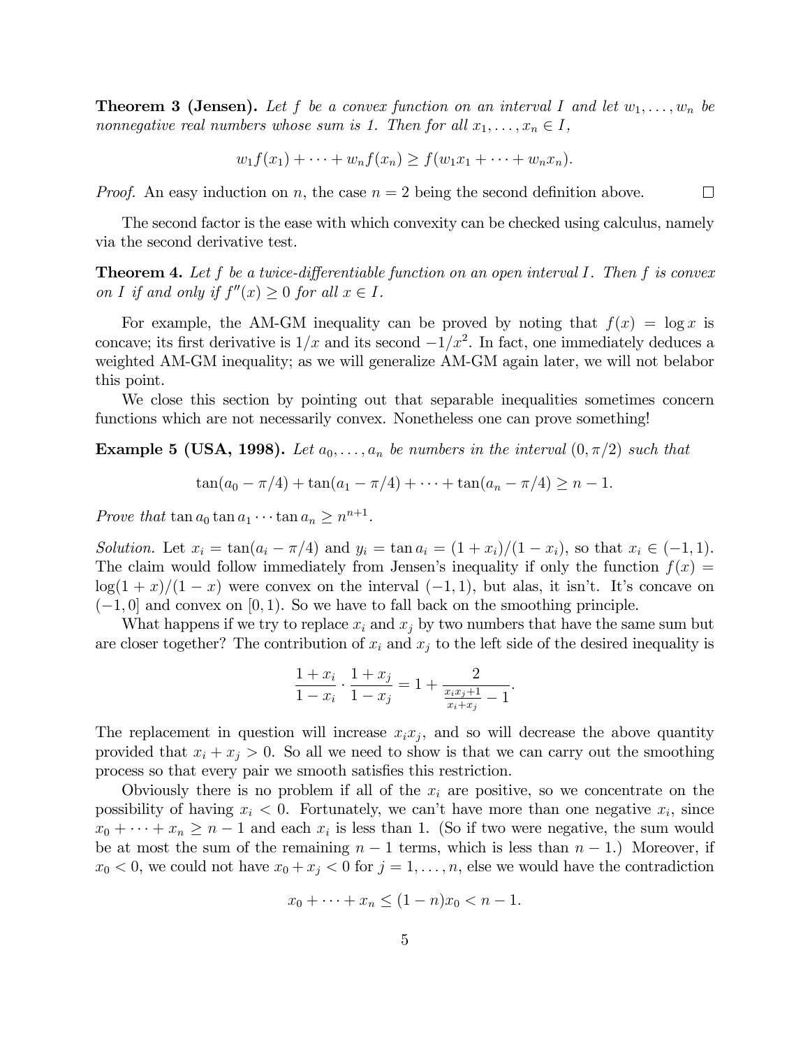**Theorem 3 (Jensen).** *Let $f$ be a convex function on an interval $I$ and let $w_1, \dots, w_n$ be nonnegative real numbers whose sum is 1. Then for all $x_1, \dots, x_n \in I$,*

$$w_1 f(x_1) + \cdots + w_n f(x_n) \geq f(w_1 x_1 + \cdots + w_n x_n).$$

*Proof.* An easy induction on $n$, the case $n = 2$ being the second definition above. $\square$

The second factor is the ease with which convexity can be checked using calculus, namely via the second derivative test.

**Theorem 4.** *Let $f$ be a twice-differentiable function on an open interval $I$. Then $f$ is convex on $I$ if and only if $f''(x) \geq 0$ for all $x \in I$.*

For example, the AM-GM inequality can be proved by noting that $f(x) = \log x$ is concave; its first derivative is $1/x$ and its second $-1/x^2$. In fact, one immediately deduces a weighted AM-GM inequality; as we will generalize AM-GM again later, we will not belabor this point.

We close this section by pointing out that separable inequalities sometimes concern functions which are not necessarily convex. Nonetheless one can prove something!

**Example 5 (USA, 1998).** *Let $a_0, \dots, a_n$ be numbers in the interval $(0, \pi/2)$ such that*

$$\tan(a_0 - \pi/4) + \tan(a_1 - \pi/4) + \cdots + \tan(a_n - \pi/4) \geq n - 1.$$

*Prove that* $\tan a_0 \tan a_1 \cdots \tan a_n \geq n^{n+1}$.

*Solution.* Let $x_i = \tan(a_i - \pi/4)$ and $y_i = \tan a_i = (1 + x_i)/(1 - x_i)$, so that $x_i \in (-1, 1)$. The claim would follow immediately from Jensen's inequality if only the function $f(x) = \log(1 + x)/(1 - x)$ were convex on the interval $(-1, 1)$, but alas, it isn't. It's concave on $(-1, 0]$ and convex on $[0, 1)$. So we have to fall back on the smoothing principle.

What happens if we try to replace $x_i$ and $x_j$ by two numbers that have the same sum but are closer together? The contribution of $x_i$ and $x_j$ to the left side of the desired inequality is

$$\frac{1 + x_i}{1 - x_i} \cdot \frac{1 + x_j}{1 - x_j} = 1 + \frac{2}{\frac{x_i x_j + 1}{x_i + x_j} - 1}.$$

The replacement in question will increase $x_i x_j$, and so will decrease the above quantity provided that $x_i + x_j > 0$. So all we need to show is that we can carry out the smoothing process so that every pair we smooth satisfies this restriction.

Obviously there is no problem if all of the $x_i$ are positive, so we concentrate on the possibility of having $x_i < 0$. Fortunately, we can't have more than one negative $x_i$, since $x_0 + \cdots + x_n \geq n - 1$ and each $x_i$ is less than 1. (So if two were negative, the sum would be at most the sum of the remaining $n - 1$ terms, which is less than $n - 1$.) Moreover, if $x_0 < 0$, we could not have $x_0 + x_j < 0$ for $j = 1, \dots, n$, else we would have the contradiction

$$x_0 + \cdots + x_n \leq (1 - n)x_0 < n - 1.$$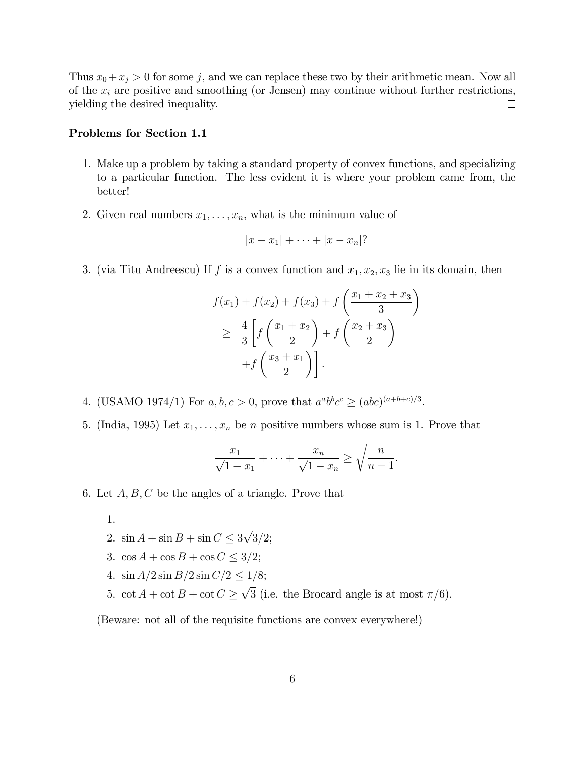Thus $x_0 + x_j > 0$ for some $j$, and we can replace these two by their arithmetic mean. Now all of the $x_i$ are positive and smoothing (or Jensen) may continue without further restrictions, yielding the desired inequality. $\square$

**Problems for Section 1.1**

1. Make up a problem by taking a standard property of convex functions, and specializing to a particular function. The less evident it is where your problem came from, the better!

2. Given real numbers $x_1, \dots, x_n$, what is the minimum value of

$$|x - x_1| + \cdots + |x - x_n|?$$

3. (via Titu Andreescu) If $f$ is a convex function and $x_1, x_2, x_3$ lie in its domain, then

$$\begin{aligned} f(x_1) + f(x_2) + f(x_3) + f\left(\frac{x_1 + x_2 + x_3}{3}\right) \\ \geq \frac{4}{3}\left[f\left(\frac{x_1 + x_2}{2}\right) + f\left(\frac{x_2 + x_3}{2}\right)\right. \\ \left. + f\left(\frac{x_3 + x_1}{2}\right)\right]. \end{aligned}$$

4. (USAMO 1974/1) For $a, b, c > 0$, prove that $a^a b^b c^c \geq (abc)^{(a+b+c)/3}$.

5. (India, 1995) Let $x_1, \dots, x_n$ be $n$ positive numbers whose sum is 1. Prove that

$$\frac{x_1}{\sqrt{1 - x_1}} + \cdots + \frac{x_n}{\sqrt{1 - x_n}} \geq \sqrt{\frac{n}{n-1}}.$$

6. Let $A, B, C$ be the angles of a triangle. Prove that

    1. 
    2. $\sin A + \sin B + \sin C \leq 3\sqrt{3}/2$;
    3. $\cos A + \cos B + \cos C \leq 3/2$;
    4. $\sin A/2 \sin B/2 \sin C/2 \leq 1/8$;
    5. $\cot A + \cot B + \cot C \geq \sqrt{3}$ (i.e. the Brocard angle is at most $\pi/6$).

    (Beware: not all of the requisite functions are convex everywhere!)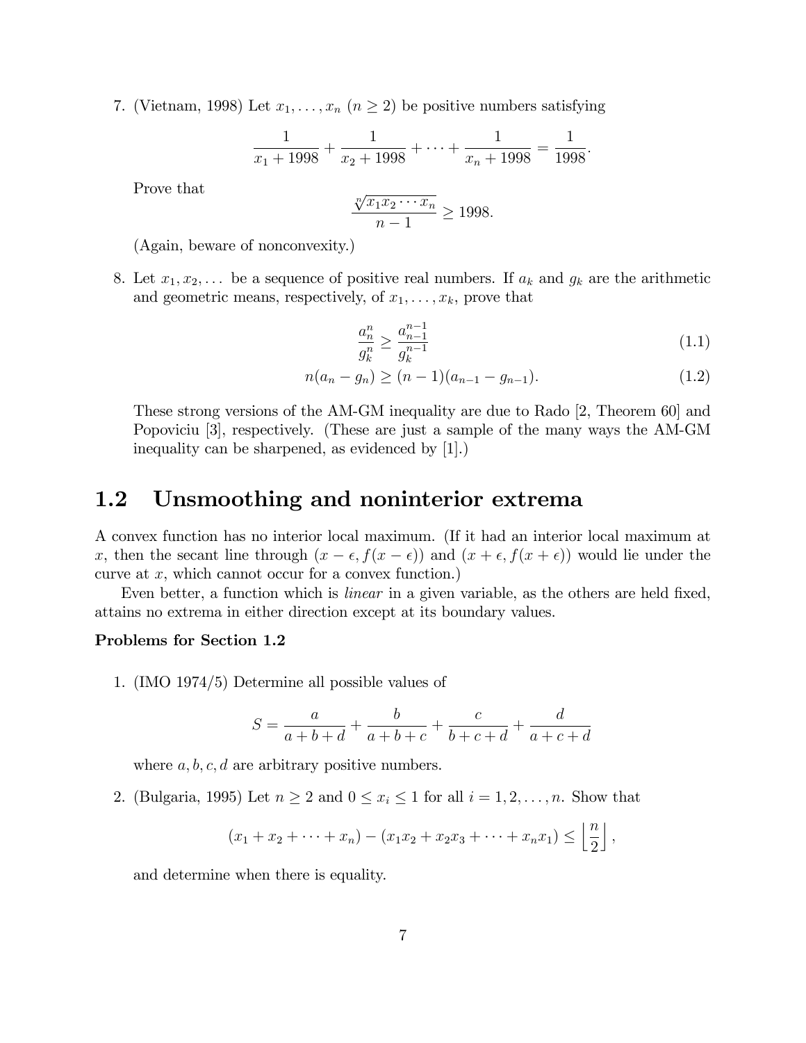7. (Vietnam, 1998) Let $x_1, \dots, x_n$ ($n \geq 2$) be positive numbers satisfying

$$\frac{1}{x_1 + 1998} + \frac{1}{x_2 + 1998} + \cdots + \frac{1}{x_n + 1998} = \frac{1}{1998}.$$

   Prove that

$$\frac{\sqrt[n]{x_1 x_2 \cdots x_n}}{n - 1} \geq 1998.$$

   (Again, beware of nonconvexity.)

8. Let $x_1, x_2, \dots$ be a sequence of positive real numbers. If $a_k$ and $g_k$ are the arithmetic and geometric means, respectively, of $x_1, \dots, x_k$, prove that

$$\frac{a_n^n}{g_k^n} \geq \frac{a_{n-1}^{n-1}}{g_k^{n-1}} \tag{1.1}$$

$$n(a_n - g_n) \geq (n-1)(a_{n-1} - g_{n-1}). \tag{1.2}$$

   These strong versions of the AM-GM inequality are due to Rado [2, Theorem 60] and Popoviciu [3], respectively. (These are just a sample of the many ways the AM-GM inequality can be sharpened, as evidenced by [1].)

## 1.2 Unsmoothing and noninterior extrema

A convex function has no interior local maximum. (If it had an interior local maximum at $x$, then the secant line through $(x - \epsilon, f(x - \epsilon))$ and $(x + \epsilon, f(x + \epsilon))$ would lie under the curve at $x$, which cannot occur for a convex function.)

Even better, a function which is *linear* in a given variable, as the others are held fixed, attains no extrema in either direction except at its boundary values.

**Problems for Section 1.2**

1. (IMO 1974/5) Determine all possible values of

$$S = \frac{a}{a+b+d} + \frac{b}{a+b+c} + \frac{c}{b+c+d} + \frac{d}{a+c+d}$$

   where $a, b, c, d$ are arbitrary positive numbers.

2. (Bulgaria, 1995) Let $n \geq 2$ and $0 \leq x_i \leq 1$ for all $i = 1, 2, \dots, n$. Show that

$$(x_1 + x_2 + \cdots + x_n) - (x_1 x_2 + x_2 x_3 + \cdots + x_n x_1) \leq \left\lfloor \frac{n}{2} \right\rfloor,$$

   and determine when there is equality.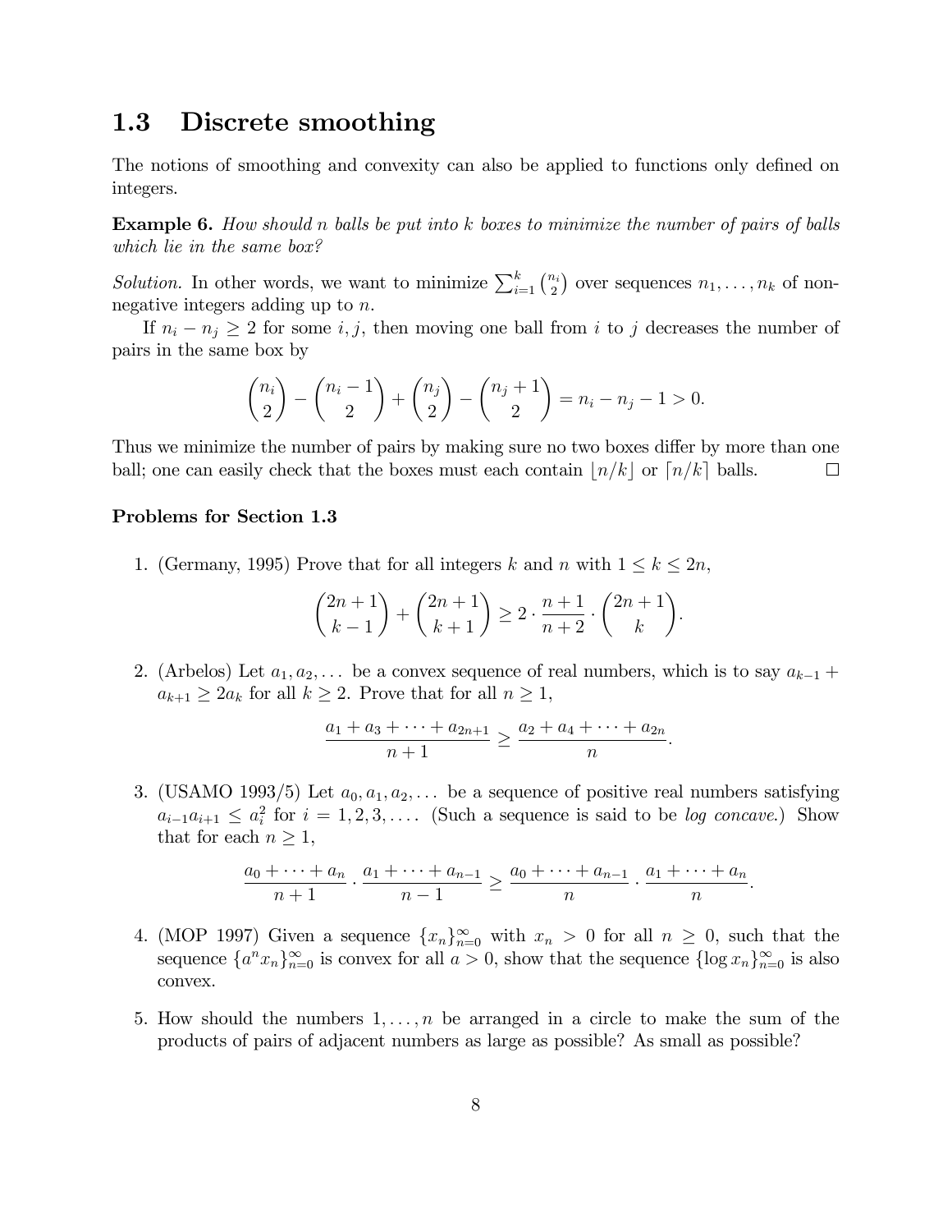## 1.3 Discrete smoothing

The notions of smoothing and convexity can also be applied to functions only defined on integers.

**Example 6.** *How should $n$ balls be put into $k$ boxes to minimize the number of pairs of balls which lie in the same box?*

*Solution.* In other words, we want to minimize $\sum_{i=1}^{k} \binom{n_i}{2}$ over sequences $n_1, \dots, n_k$ of nonnegative integers adding up to $n$.

If $n_i - n_j \geq 2$ for some $i, j$, then moving one ball from $i$ to $j$ decreases the number of pairs in the same box by

$$\binom{n_i}{2} - \binom{n_i - 1}{2} + \binom{n_j}{2} - \binom{n_j + 1}{2} = n_i - n_j - 1 > 0.$$

Thus we minimize the number of pairs by making sure no two boxes differ by more than one ball; one can easily check that the boxes must each contain $\lfloor n/k \rfloor$ or $\lceil n/k \rceil$ balls. □

**Problems for Section 1.3**

1. (Germany, 1995) Prove that for all integers $k$ and $n$ with $1 \leq k \leq 2n$,

$$\binom{2n+1}{k-1} + \binom{2n+1}{k+1} \geq 2 \cdot \frac{n+1}{n+2} \cdot \binom{2n+1}{k}.$$

2. (Arbelos) Let $a_1, a_2, \dots$ be a convex sequence of real numbers, which is to say $a_{k-1} + a_{k+1} \geq 2a_k$ for all $k \geq 2$. Prove that for all $n \geq 1$,

$$\frac{a_1 + a_3 + \cdots + a_{2n+1}}{n+1} \geq \frac{a_2 + a_4 + \cdots + a_{2n}}{n}.$$

3. (USAMO 1993/5) Let $a_0, a_1, a_2, \dots$ be a sequence of positive real numbers satisfying $a_{i-1}a_{i+1} \leq a_i^2$ for $i = 1, 2, 3, \dots$. (Such a sequence is said to be *log concave*.) Show that for each $n \geq 1$,

$$\frac{a_0 + \cdots + a_n}{n+1} \cdot \frac{a_1 + \cdots + a_{n-1}}{n-1} \geq \frac{a_0 + \cdots + a_{n-1}}{n} \cdot \frac{a_1 + \cdots + a_n}{n}.$$

4. (MOP 1997) Given a sequence $\{x_n\}_{n=0}^{\infty}$ with $x_n > 0$ for all $n \geq 0$, such that the sequence $\{a^n x_n\}_{n=0}^{\infty}$ is convex for all $a > 0$, show that the sequence $\{\log x_n\}_{n=0}^{\infty}$ is also convex.

5. How should the numbers $1, \dots, n$ be arranged in a circle to make the sum of the products of pairs of adjacent numbers as large as possible? As small as possible?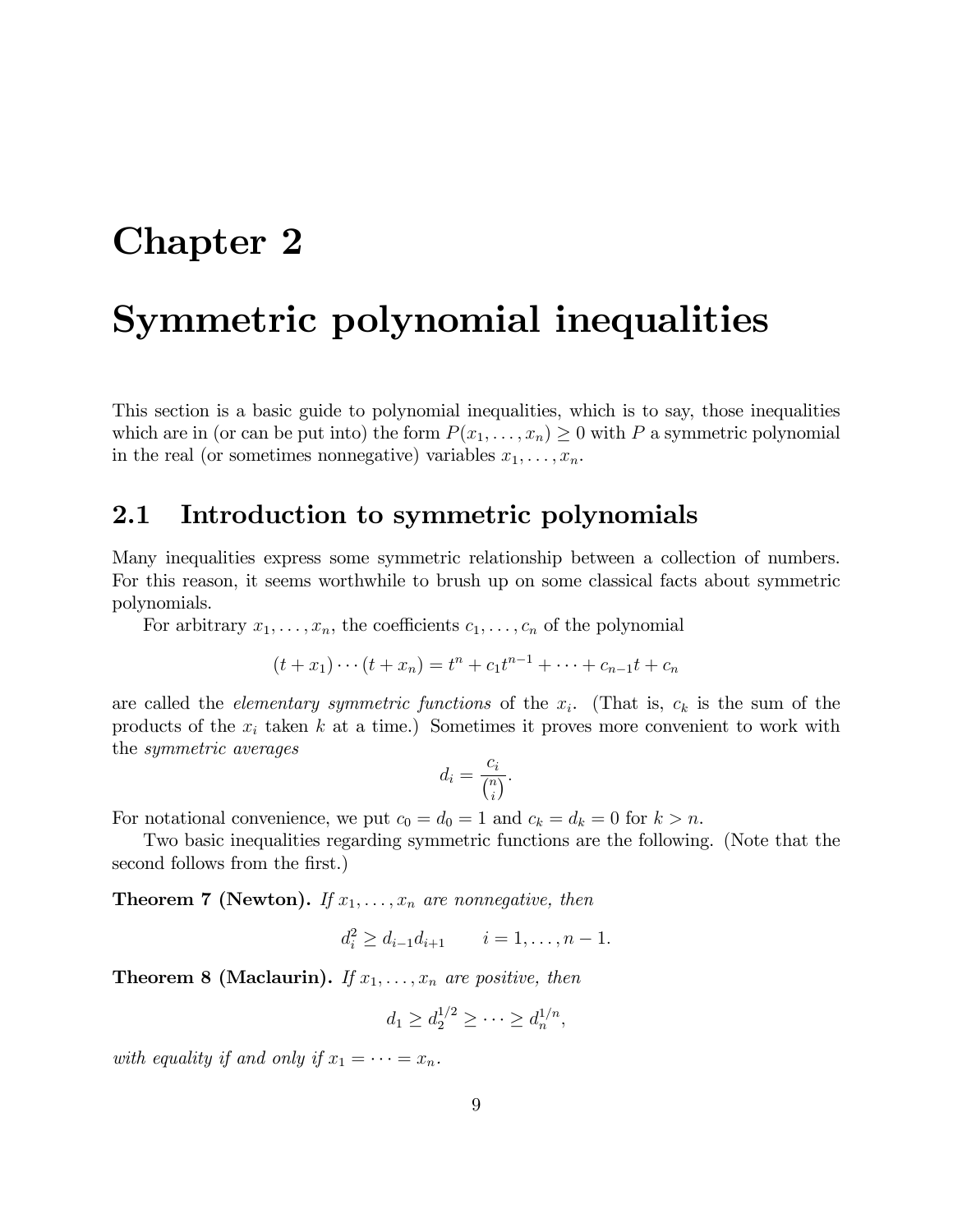# Chapter 2

# Symmetric polynomial inequalities

This section is a basic guide to polynomial inequalities, which is to say, those inequalities which are in (or can be put into) the form $P(x_1, \ldots, x_n) \geq 0$ with $P$ a symmetric polynomial in the real (or sometimes nonnegative) variables $x_1, \ldots, x_n$.

## 2.1 Introduction to symmetric polynomials

Many inequalities express some symmetric relationship between a collection of numbers. For this reason, it seems worthwhile to brush up on some classical facts about symmetric polynomials.

For arbitrary $x_1, \ldots, x_n$, the coefficients $c_1, \ldots, c_n$ of the polynomial

$$(t + x_1) \cdots (t + x_n) = t^n + c_1 t^{n-1} + \cdots + c_{n-1} t + c_n$$

are called the *elementary symmetric functions* of the $x_i$. (That is, $c_k$ is the sum of the products of the $x_i$ taken $k$ at a time.) Sometimes it proves more convenient to work with the *symmetric averages*

$$d_i = \frac{c_i}{\binom{n}{i}}.$$

For notational convenience, we put $c_0 = d_0 = 1$ and $c_k = d_k = 0$ for $k > n$.

Two basic inequalities regarding symmetric functions are the following. (Note that the second follows from the first.)

**Theorem 7 (Newton).** *If $x_1, \ldots, x_n$ are nonnegative, then*

$$d_i^2 \geq d_{i-1} d_{i+1} \qquad i = 1, \ldots, n-1.$$

**Theorem 8 (Maclaurin).** *If $x_1, \ldots, x_n$ are positive, then*

$$d_1 \geq d_2^{1/2} \geq \cdots \geq d_n^{1/n},$$

*with equality if and only if $x_1 = \cdots = x_n$.*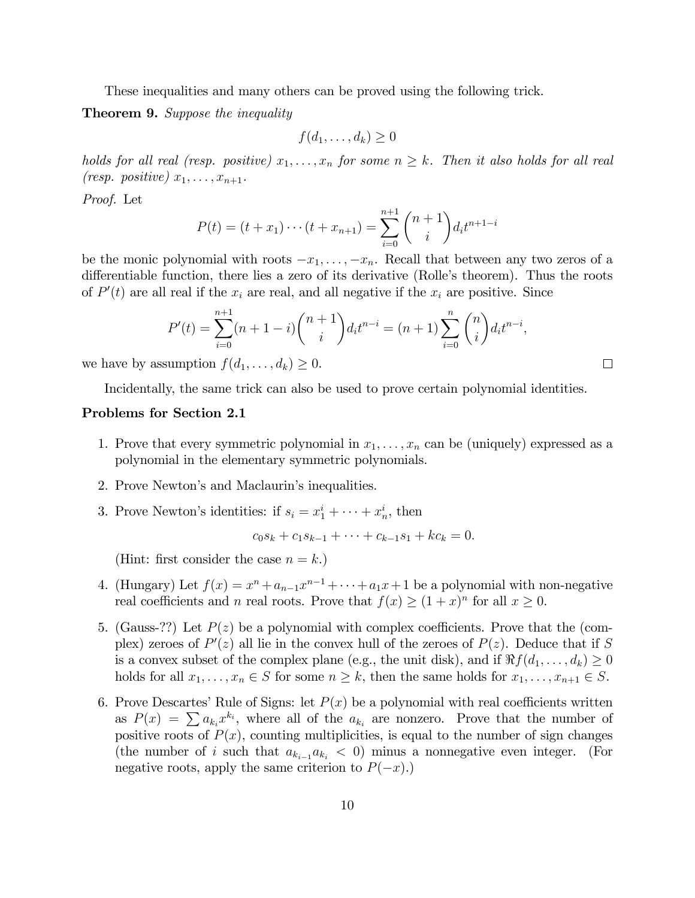These inequalities and many others can be proved using the following trick.

**Theorem 9.** *Suppose the inequality*

$$f(d_1, \dots, d_k) \geq 0$$

*holds for all real (resp. positive) $x_1, \dots, x_n$ for some $n \geq k$. Then it also holds for all real (resp. positive) $x_1, \dots, x_{n+1}$.*

*Proof.* Let

$$P(t) = (t + x_1) \cdots (t + x_{n+1}) = \sum_{i=0}^{n+1} \binom{n+1}{i} d_i t^{n+1-i}$$

be the monic polynomial with roots $-x_1, \dots, -x_n$. Recall that between any two zeros of a differentiable function, there lies a zero of its derivative (Rolle's theorem). Thus the roots of $P'(t)$ are all real if the $x_i$ are real, and all negative if the $x_i$ are positive. Since

$$P'(t) = \sum_{i=0}^{n+1} (n+1-i) \binom{n+1}{i} d_i t^{n-i} = (n+1) \sum_{i=0}^{n} \binom{n}{i} d_i t^{n-i},$$

we have by assumption $f(d_1, \dots, d_k) \geq 0$. □

Incidentally, the same trick can also be used to prove certain polynomial identities.

### Problems for Section 2.1

1. Prove that every symmetric polynomial in $x_1, \dots, x_n$ can be (uniquely) expressed as a polynomial in the elementary symmetric polynomials.

2. Prove Newton's and Maclaurin's inequalities.

3. Prove Newton's identities: if $s_i = x_1^i + \cdots + x_n^i$, then

   $$c_0 s_k + c_1 s_{k-1} + \cdots + c_{k-1} s_1 + k c_k = 0.$$

   (Hint: first consider the case $n = k$.)

4. (Hungary) Let $f(x) = x^n + a_{n-1}x^{n-1} + \cdots + a_1 x + 1$ be a polynomial with non-negative real coefficients and $n$ real roots. Prove that $f(x) \geq (1 + x)^n$ for all $x \geq 0$.

5. (Gauss-??) Let $P(z)$ be a polynomial with complex coefficients. Prove that the (complex) zeroes of $P'(z)$ all lie in the convex hull of the zeroes of $P(z)$. Deduce that if $S$ is a convex subset of the complex plane (e.g., the unit disk), and if $\Re f(d_1, \dots, d_k) \geq 0$ holds for all $x_1, \dots, x_n \in S$ for some $n \geq k$, then the same holds for $x_1, \dots, x_{n+1} \in S$.

6. Prove Descartes' Rule of Signs: let $P(x)$ be a polynomial with real coefficients written as $P(x) = \sum a_{k_i} x^{k_i}$, where all of the $a_{k_i}$ are nonzero. Prove that the number of positive roots of $P(x)$, counting multiplicities, is equal to the number of sign changes (the number of $i$ such that $a_{k_{i-1}} a_{k_i} < 0$) minus a nonnegative even integer. (For negative roots, apply the same criterion to $P(-x)$.)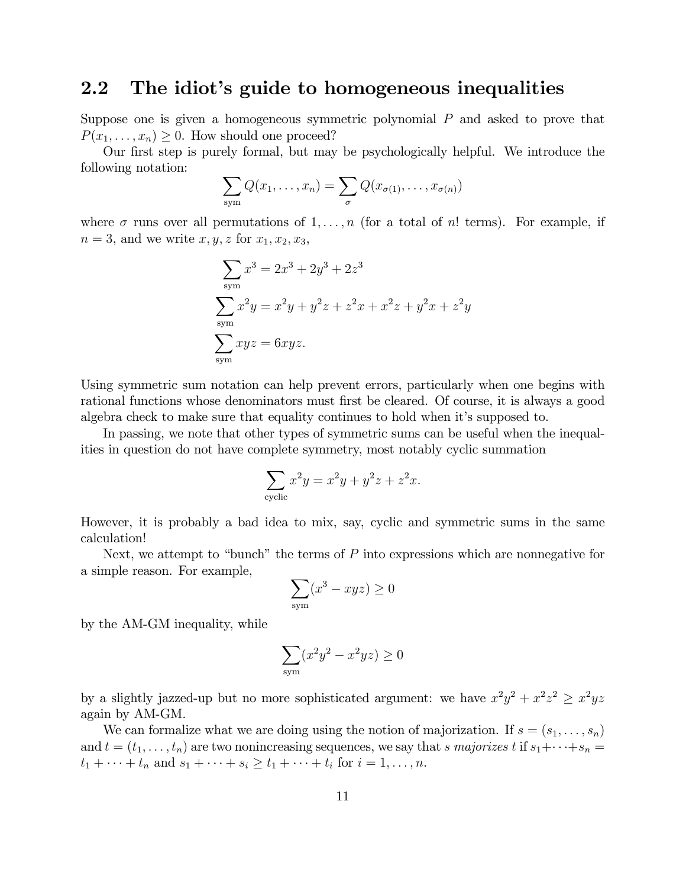## 2.2 The idiot's guide to homogeneous inequalities

Suppose one is given a homogeneous symmetric polynomial $P$ and asked to prove that $P(x_1, \ldots, x_n) \geq 0$. How should one proceed?

Our first step is purely formal, but may be psychologically helpful. We introduce the following notation:

$$\sum_{\text{sym}} Q(x_1, \ldots, x_n) = \sum_{\sigma} Q(x_{\sigma(1)}, \ldots, x_{\sigma(n)})$$

where $\sigma$ runs over all permutations of $1, \ldots, n$ (for a total of $n!$ terms). For example, if $n = 3$, and we write $x, y, z$ for $x_1, x_2, x_3$,

$$\sum_{\text{sym}} x^3 = 2x^3 + 2y^3 + 2z^3$$

$$\sum_{\text{sym}} x^2 y = x^2 y + y^2 z + z^2 x + x^2 z + y^2 x + z^2 y$$

$$\sum_{\text{sym}} xyz = 6xyz.$$

Using symmetric sum notation can help prevent errors, particularly when one begins with rational functions whose denominators must first be cleared. Of course, it is always a good algebra check to make sure that equality continues to hold when it's supposed to.

In passing, we note that other types of symmetric sums can be useful when the inequalities in question do not have complete symmetry, most notably cyclic summation

$$\sum_{\text{cyclic}} x^2 y = x^2 y + y^2 z + z^2 x.$$

However, it is probably a bad idea to mix, say, cyclic and symmetric sums in the same calculation!

Next, we attempt to "bunch" the terms of $P$ into expressions which are nonnegative for a simple reason. For example,

$$\sum_{\text{sym}} (x^3 - xyz) \geq 0$$

by the AM-GM inequality, while

$$\sum_{\text{sym}} (x^2 y^2 - x^2 yz) \geq 0$$

by a slightly jazzed-up but no more sophisticated argument: we have $x^2 y^2 + x^2 z^2 \geq x^2 yz$ again by AM-GM.

We can formalize what we are doing using the notion of majorization. If $s = (s_1, \ldots, s_n)$ and $t = (t_1, \ldots, t_n)$ are two nonincreasing sequences, we say that *s majorizes t* if $s_1 + \cdots + s_n = t_1 + \cdots + t_n$ and $s_1 + \cdots + s_i \geq t_1 + \cdots + t_i$ for $i = 1, \ldots, n$.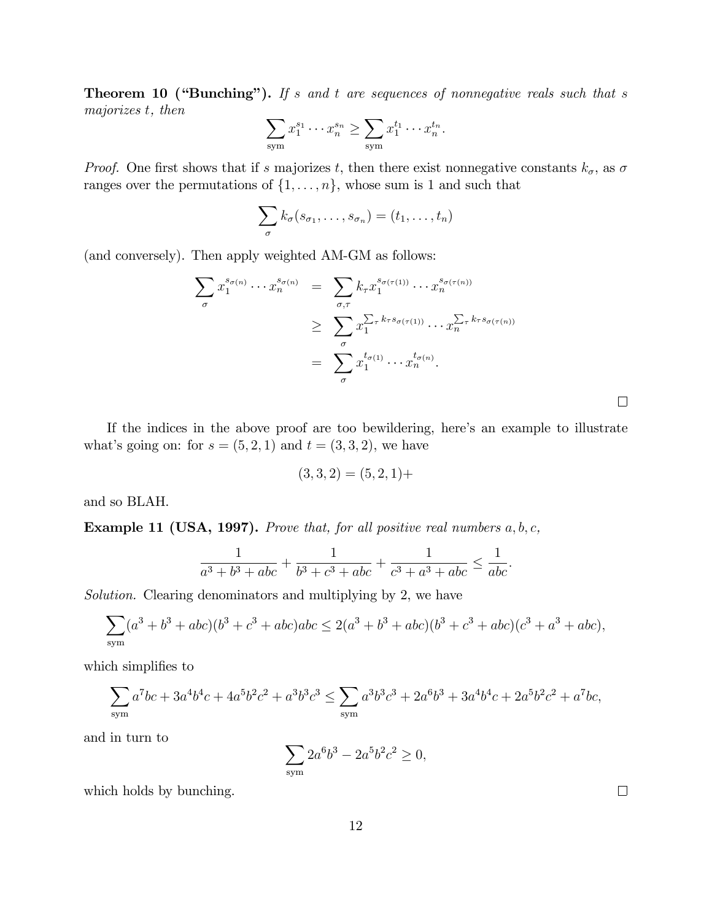**Theorem 10 ("Bunching").** *If $s$ and $t$ are sequences of nonnegative reals such that $s$ majorizes $t$, then*

$$\sum_{\text{sym}} x_1^{s_1} \cdots x_n^{s_n} \geq \sum_{\text{sym}} x_1^{t_1} \cdots x_n^{t_n}.$$

*Proof.* One first shows that if $s$ majorizes $t$, then there exist nonnegative constants $k_\sigma$, as $\sigma$ ranges over the permutations of $\{1, \ldots, n\}$, whose sum is 1 and such that

$$\sum_\sigma k_\sigma (s_{\sigma_1}, \ldots, s_{\sigma_n}) = (t_1, \ldots, t_n)$$

(and conversely). Then apply weighted AM-GM as follows:

$$\begin{aligned}
\sum_\sigma x_1^{s_{\sigma(n)}} \cdots x_n^{s_{\sigma(n)}} &= \sum_{\sigma,\tau} k_\tau x_1^{s_{\sigma(\tau(1))}} \cdots x_n^{s_{\sigma(\tau(n))}} \\
&\geq \sum_\sigma x_1^{\sum_\tau k_\tau s_{\sigma(\tau(1))}} \cdots x_n^{\sum_\tau k_\tau s_{\sigma(\tau(n))}} \\
&= \sum_\sigma x_1^{t_{\sigma(1)}} \cdots x_n^{t_{\sigma(n)}}.
\end{aligned}$$

□

If the indices in the above proof are too bewildering, here's an example to illustrate what's going on: for $s = (5, 2, 1)$ and $t = (3, 3, 2)$, we have

$$(3, 3, 2) = (5, 2, 1) +$$

and so BLAH.

**Example 11 (USA, 1997).** *Prove that, for all positive real numbers $a, b, c$,*

$$\frac{1}{a^3 + b^3 + abc} + \frac{1}{b^3 + c^3 + abc} + \frac{1}{c^3 + a^3 + abc} \leq \frac{1}{abc}.$$

*Solution.* Clearing denominators and multiplying by 2, we have

$$\sum_{\text{sym}} (a^3 + b^3 + abc)(b^3 + c^3 + abc)abc \leq 2(a^3 + b^3 + abc)(b^3 + c^3 + abc)(c^3 + a^3 + abc),$$

which simplifies to

$$\sum_{\text{sym}} a^7bc + 3a^4b^4c + 4a^5b^2c^2 + a^3b^3c^3 \leq \sum_{\text{sym}} a^3b^3c^3 + 2a^6b^3 + 3a^4b^4c + 2a^5b^2c^2 + a^7bc,$$

and in turn to

$$\sum_{\text{sym}} 2a^6b^3 - 2a^5b^2c^2 \geq 0,$$

which holds by bunching.

□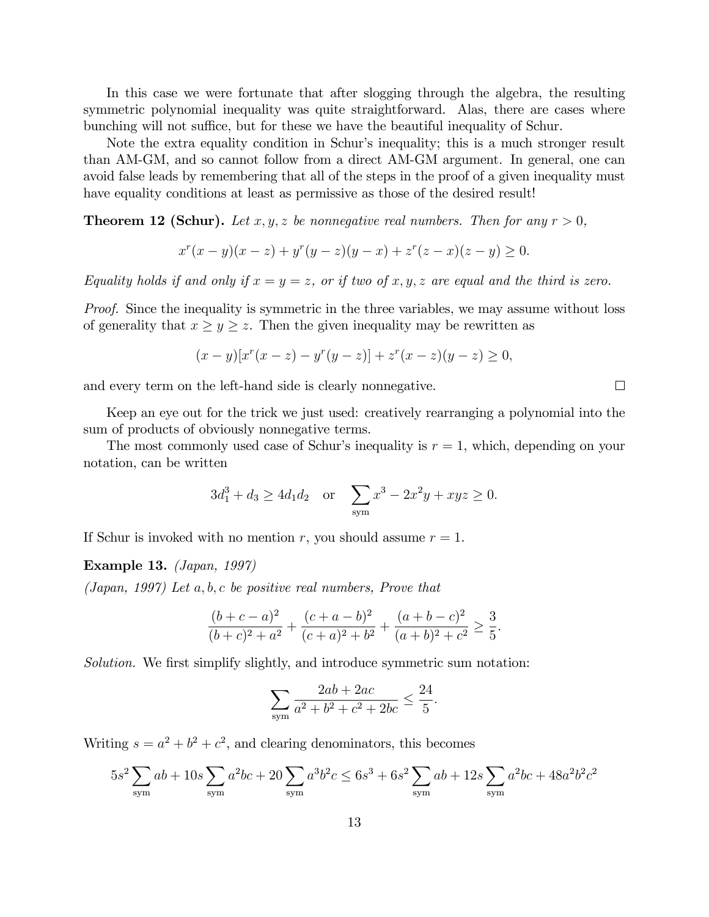In this case we were fortunate that after slogging through the algebra, the resulting symmetric polynomial inequality was quite straightforward. Alas, there are cases where bunching will not suffice, but for these we have the beautiful inequality of Schur.

Note the extra equality condition in Schur's inequality; this is a much stronger result than AM-GM, and so cannot follow from a direct AM-GM argument. In general, one can avoid false leads by remembering that all of the steps in the proof of a given inequality must have equality conditions at least as permissive as those of the desired result!

**Theorem 12 (Schur).** *Let $x, y, z$ be nonnegative real numbers. Then for any $r > 0$,*

$$x^r(x-y)(x-z) + y^r(y-z)(y-x) + z^r(z-x)(z-y) \geq 0.$$

*Equality holds if and only if $x = y = z$, or if two of $x, y, z$ are equal and the third is zero.*

*Proof.* Since the inequality is symmetric in the three variables, we may assume without loss of generality that $x \geq y \geq z$. Then the given inequality may be rewritten as

$$(x-y)[x^r(x-z) - y^r(y-z)] + z^r(x-z)(y-z) \geq 0,$$

and every term on the left-hand side is clearly nonnegative. □

Keep an eye out for the trick we just used: creatively rearranging a polynomial into the sum of products of obviously nonnegative terms.

The most commonly used case of Schur's inequality is $r = 1$, which, depending on your notation, can be written

$$3d_1^3 + d_3 \geq 4d_1d_2 \quad \text{or} \quad \sum_{\text{sym}} x^3 - 2x^2y + xyz \geq 0.$$

If Schur is invoked with no mention $r$, you should assume $r = 1$.

**Example 13.** *(Japan, 1997)*

*(Japan, 1997) Let $a, b, c$ be positive real numbers, Prove that*

$$\frac{(b+c-a)^2}{(b+c)^2+a^2} + \frac{(c+a-b)^2}{(c+a)^2+b^2} + \frac{(a+b-c)^2}{(a+b)^2+c^2} \geq \frac{3}{5}.$$

*Solution.* We first simplify slightly, and introduce symmetric sum notation:

$$\sum_{\text{sym}} \frac{2ab+2ac}{a^2+b^2+c^2+2bc} \leq \frac{24}{5}.$$

Writing $s = a^2 + b^2 + c^2$, and clearing denominators, this becomes

$$5s^2 \sum_{\text{sym}} ab + 10s \sum_{\text{sym}} a^2bc + 20 \sum_{\text{sym}} a^3b^2c \leq 6s^3 + 6s^2 \sum_{\text{sym}} ab + 12s \sum_{\text{sym}} a^2bc + 48a^2b^2c^2$$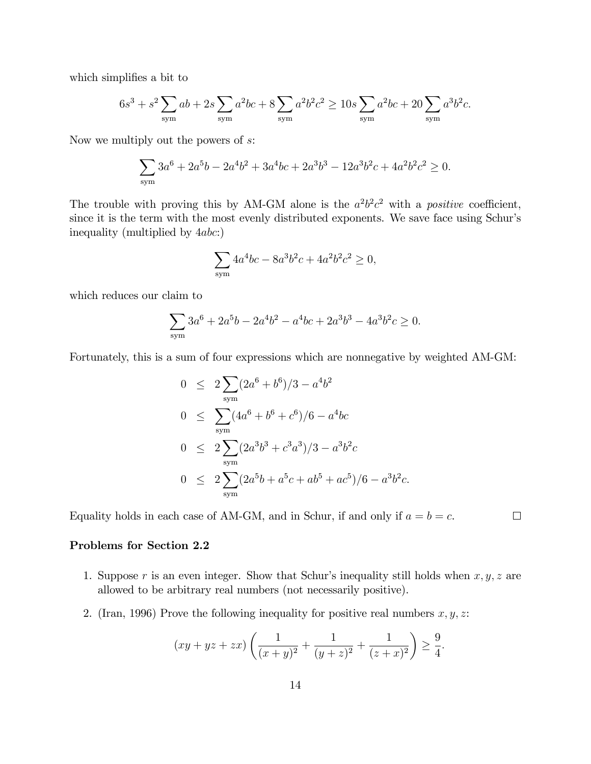which simplifies a bit to

$$6s^3 + s^2 \sum_{\text{sym}} ab + 2s \sum_{\text{sym}} a^2bc + 8 \sum_{\text{sym}} a^2b^2c^2 \geq 10s \sum_{\text{sym}} a^2bc + 20 \sum_{\text{sym}} a^3b^2c.$$

Now we multiply out the powers of $s$:

$$\sum_{\text{sym}} 3a^6 + 2a^5b - 2a^4b^2 + 3a^4bc + 2a^3b^3 - 12a^3b^2c + 4a^2b^2c^2 \geq 0.$$

The trouble with proving this by AM-GM alone is the $a^2b^2c^2$ with a *positive* coefficient, since it is the term with the most evenly distributed exponents. We save face using Schur's inequality (multiplied by $4abc$:)

$$\sum_{\text{sym}} 4a^4bc - 8a^3b^2c + 4a^2b^2c^2 \geq 0,$$

which reduces our claim to

$$\sum_{\text{sym}} 3a^6 + 2a^5b - 2a^4b^2 - a^4bc + 2a^3b^3 - 4a^3b^2c \geq 0.$$

Fortunately, this is a sum of four expressions which are nonnegative by weighted AM-GM:

$$\begin{aligned}
0 &\leq 2\sum_{\text{sym}} (2a^6 + b^6)/3 - a^4b^2 \\
0 &\leq \sum_{\text{sym}} (4a^6 + b^6 + c^6)/6 - a^4bc \\
0 &\leq 2\sum_{\text{sym}} (2a^3b^3 + c^3a^3)/3 - a^3b^2c \\
0 &\leq 2\sum_{\text{sym}} (2a^5b + a^5c + ab^5 + ac^5)/6 - a^3b^2c.
\end{aligned}$$

Equality holds in each case of AM-GM, and in Schur, if and only if $a = b = c$. □

**Problems for Section 2.2**

1. Suppose $r$ is an even integer. Show that Schur's inequality still holds when $x, y, z$ are allowed to be arbitrary real numbers (not necessarily positive).

2. (Iran, 1996) Prove the following inequality for positive real numbers $x, y, z$:

$$(xy + yz + zx)\left(\frac{1}{(x+y)^2} + \frac{1}{(y+z)^2} + \frac{1}{(z+x)^2}\right) \geq \frac{9}{4}.$$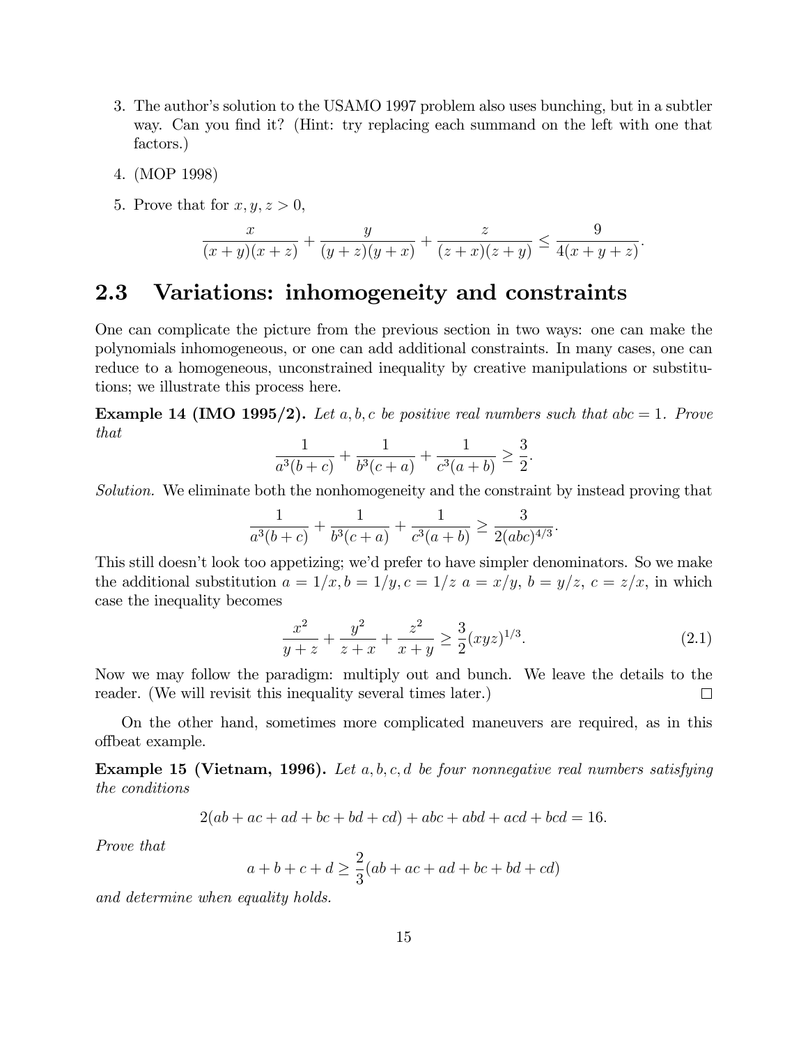3. The author's solution to the USAMO 1997 problem also uses bunching, but in a subtler way. Can you find it? (Hint: try replacing each summand on the left with one that factors.)

4. (MOP 1998)

5. Prove that for $x, y, z > 0$,
$$\frac{x}{(x+y)(x+z)} + \frac{y}{(y+z)(y+x)} + \frac{z}{(z+x)(z+y)} \leq \frac{9}{4(x+y+z)}.$$

## 2.3 Variations: inhomogeneity and constraints

One can complicate the picture from the previous section in two ways: one can make the polynomials inhomogeneous, or one can add additional constraints. In many cases, one can reduce to a homogeneous, unconstrained inequality by creative manipulations or substitutions; we illustrate this process here.

**Example 14 (IMO 1995/2).** *Let $a, b, c$ be positive real numbers such that $abc = 1$. Prove that*
$$\frac{1}{a^3(b+c)} + \frac{1}{b^3(c+a)} + \frac{1}{c^3(a+b)} \geq \frac{3}{2}.$$

*Solution.* We eliminate both the nonhomogeneity and the constraint by instead proving that
$$\frac{1}{a^3(b+c)} + \frac{1}{b^3(c+a)} + \frac{1}{c^3(a+b)} \geq \frac{3}{2(abc)^{4/3}}.$$

This still doesn't look too appetizing; we'd prefer to have simpler denominators. So we make the additional substitution $a = 1/x, b = 1/y, c = 1/z$ $a = x/y$, $b = y/z$, $c = z/x$, in which case the inequality becomes
$$\frac{x^2}{y+z} + \frac{y^2}{z+x} + \frac{z^2}{x+y} \geq \frac{3}{2}(xyz)^{1/3}. \tag{2.1}$$

Now we may follow the paradigm: multiply out and bunch. We leave the details to the reader. (We will revisit this inequality several times later.) $\square$

On the other hand, sometimes more complicated maneuvers are required, as in this offbeat example.

**Example 15 (Vietnam, 1996).** *Let $a, b, c, d$ be four nonnegative real numbers satisfying the conditions*
$$2(ab + ac + ad + bc + bd + cd) + abc + abd + acd + bcd = 16.$$

*Prove that*
$$a + b + c + d \geq \frac{2}{3}(ab + ac + ad + bc + bd + cd)$$

*and determine when equality holds.*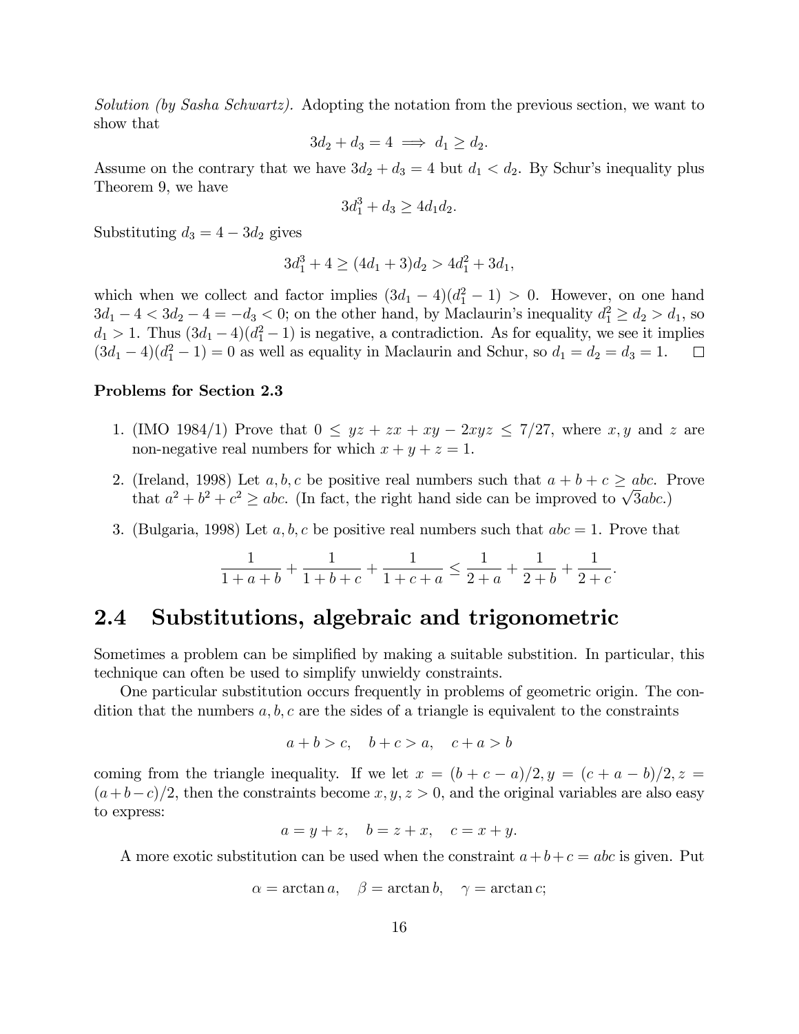*Solution (by Sasha Schwartz).* Adopting the notation from the previous section, we want to show that

$$3d_2 + d_3 = 4 \implies d_1 \geq d_2.$$

Assume on the contrary that we have $3d_2 + d_3 = 4$ but $d_1 < d_2$. By Schur's inequality plus Theorem 9, we have

$$3d_1^3 + d_3 \geq 4d_1 d_2.$$

Substituting $d_3 = 4 - 3d_2$ gives

$$3d_1^3 + 4 \geq (4d_1 + 3)d_2 > 4d_1^2 + 3d_1,$$

which when we collect and factor implies $(3d_1 - 4)(d_1^2 - 1) > 0$. However, on one hand $3d_1 - 4 < 3d_2 - 4 = -d_3 < 0$; on the other hand, by Maclaurin's inequality $d_1^2 \geq d_2 > d_1$, so $d_1 > 1$. Thus $(3d_1 - 4)(d_1^2 - 1)$ is negative, a contradiction. As for equality, we see it implies $(3d_1 - 4)(d_1^2 - 1) = 0$ as well as equality in Maclaurin and Schur, so $d_1 = d_2 = d_3 = 1$. $\square$

**Problems for Section 2.3**

1. (IMO 1984/1) Prove that $0 \leq yz + zx + xy - 2xyz \leq 7/27$, where $x, y$ and $z$ are non-negative real numbers for which $x + y + z = 1$.

2. (Ireland, 1998) Let $a, b, c$ be positive real numbers such that $a + b + c \geq abc$. Prove that $a^2 + b^2 + c^2 \geq abc$. (In fact, the right hand side can be improved to $\sqrt{3}abc$.)

3. (Bulgaria, 1998) Let $a, b, c$ be positive real numbers such that $abc = 1$. Prove that

$$\frac{1}{1+a+b} + \frac{1}{1+b+c} + \frac{1}{1+c+a} \leq \frac{1}{2+a} + \frac{1}{2+b} + \frac{1}{2+c}.$$

## 2.4 Substitutions, algebraic and trigonometric

Sometimes a problem can be simplified by making a suitable substition. In particular, this technique can often be used to simplify unwieldy constraints.

One particular substitution occurs frequently in problems of geometric origin. The condition that the numbers $a, b, c$ are the sides of a triangle is equivalent to the constraints

$$a + b > c, \quad b + c > a, \quad c + a > b$$

coming from the triangle inequality. If we let $x = (b + c - a)/2, y = (c + a - b)/2, z = (a + b - c)/2$, then the constraints become $x, y, z > 0$, and the original variables are also easy to express:

$$a = y + z, \quad b = z + x, \quad c = x + y.$$

A more exotic substitution can be used when the constraint $a + b + c = abc$ is given. Put

$$\alpha = \arctan a, \quad \beta = \arctan b, \quad \gamma = \arctan c;$$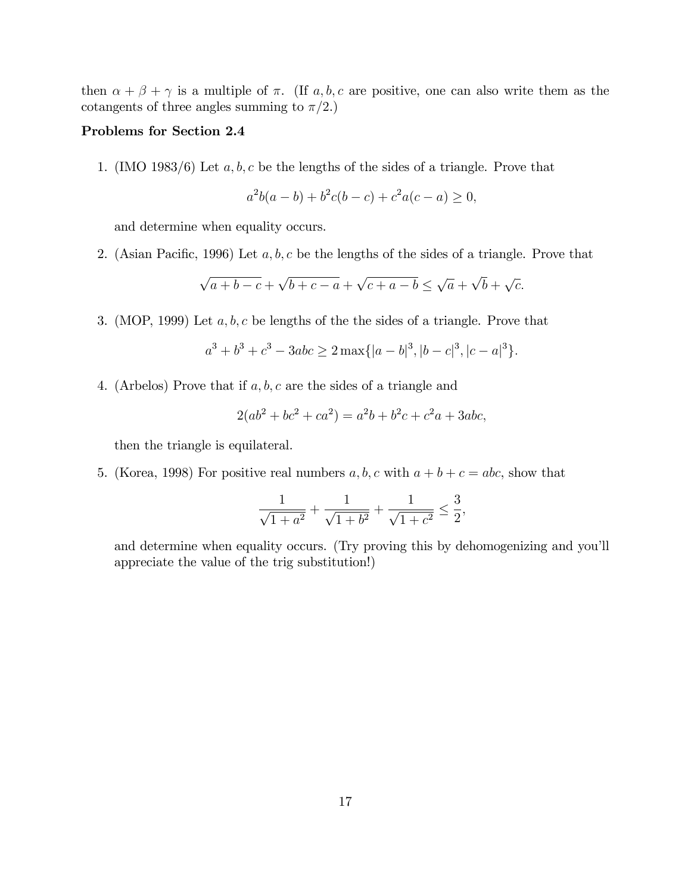then $\alpha + \beta + \gamma$ is a multiple of $\pi$. (If $a, b, c$ are positive, one can also write them as the cotangents of three angles summing to $\pi/2$.)

**Problems for Section 2.4**

1. (IMO 1983/6) Let $a, b, c$ be the lengths of the sides of a triangle. Prove that

$$a^2b(a-b) + b^2c(b-c) + c^2a(c-a) \geq 0,$$

   and determine when equality occurs.

2. (Asian Pacific, 1996) Let $a, b, c$ be the lengths of the sides of a triangle. Prove that

$$\sqrt{a+b-c} + \sqrt{b+c-a} + \sqrt{c+a-b} \leq \sqrt{a} + \sqrt{b} + \sqrt{c}.$$

3. (MOP, 1999) Let $a, b, c$ be lengths of the the sides of a triangle. Prove that

$$a^3 + b^3 + c^3 - 3abc \geq 2\max\{|a-b|^3, |b-c|^3, |c-a|^3\}.$$

4. (Arbelos) Prove that if $a, b, c$ are the sides of a triangle and

$$2(ab^2 + bc^2 + ca^2) = a^2b + b^2c + c^2a + 3abc,$$

   then the triangle is equilateral.

5. (Korea, 1998) For positive real numbers $a, b, c$ with $a + b + c = abc$, show that

$$\frac{1}{\sqrt{1+a^2}} + \frac{1}{\sqrt{1+b^2}} + \frac{1}{\sqrt{1+c^2}} \leq \frac{3}{2},$$

   and determine when equality occurs. (Try proving this by dehomogenizing and you'll appreciate the value of the trig substitution!)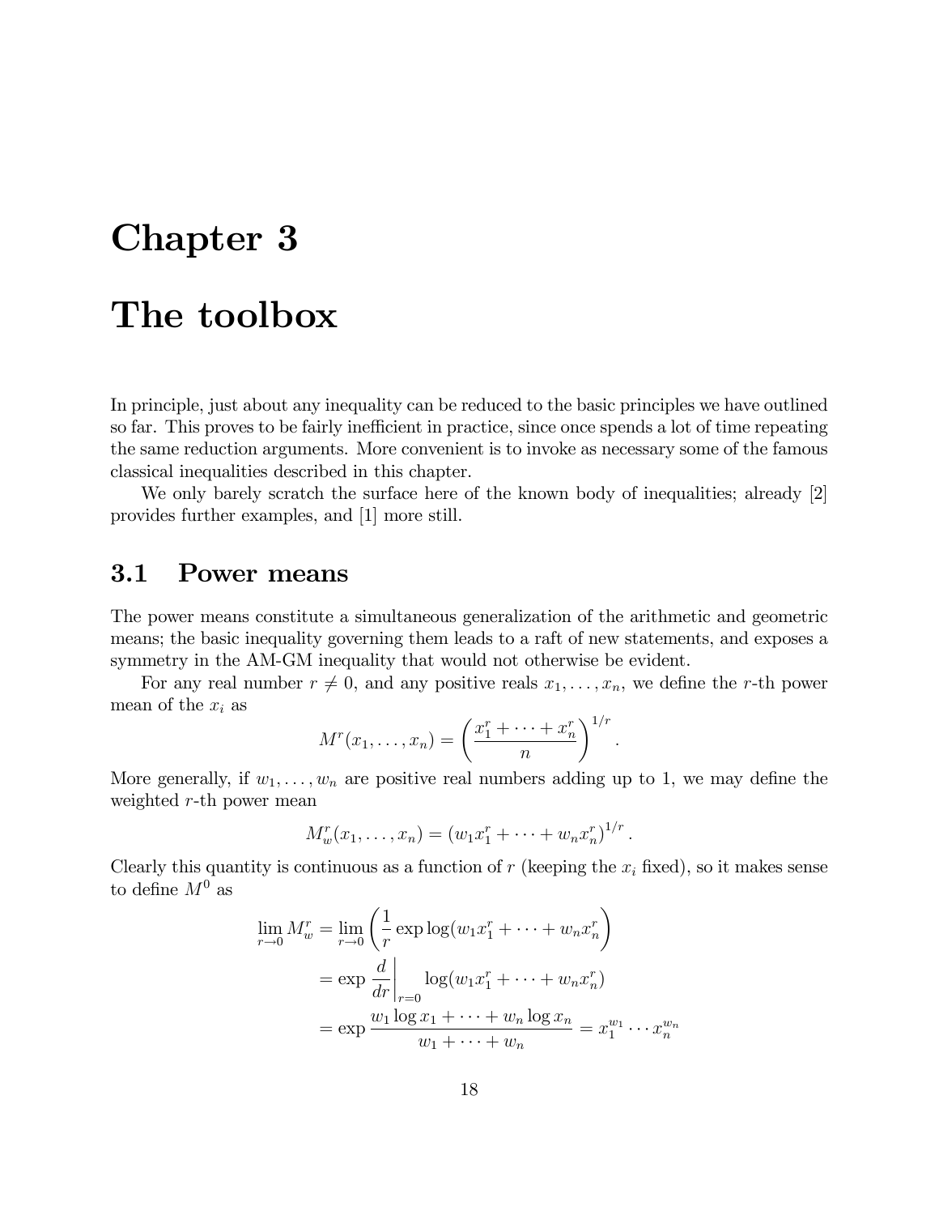# Chapter 3

# The toolbox

In principle, just about any inequality can be reduced to the basic principles we have outlined so far. This proves to be fairly inefficient in practice, since once spends a lot of time repeating the same reduction arguments. More convenient is to invoke as necessary some of the famous classical inequalities described in this chapter.

We only barely scratch the surface here of the known body of inequalities; already [2] provides further examples, and [1] more still.

## 3.1 Power means

The power means constitute a simultaneous generalization of the arithmetic and geometric means; the basic inequality governing them leads to a raft of new statements, and exposes a symmetry in the AM-GM inequality that would not otherwise be evident.

For any real number $r \neq 0$, and any positive reals $x_1, \dots, x_n$, we define the $r$-th power mean of the $x_i$ as

$$M^r(x_1, \dots, x_n) = \left( \frac{x_1^r + \cdots + x_n^r}{n} \right)^{1/r}.$$

More generally, if $w_1, \dots, w_n$ are positive real numbers adding up to 1, we may define the weighted $r$-th power mean

$$M_w^r(x_1, \dots, x_n) = \left( w_1 x_1^r + \cdots + w_n x_n^r \right)^{1/r}.$$

Clearly this quantity is continuous as a function of $r$ (keeping the $x_i$ fixed), so it makes sense to define $M^0$ as

$$\begin{aligned}
\lim_{r \to 0} M_w^r &= \lim_{r \to 0} \left( \frac{1}{r} \exp \log(w_1 x_1^r + \cdots + w_n x_n^r \right) \\
&= \exp \left. \frac{d}{dr} \right|_{r=0} \log(w_1 x_1^r + \cdots + w_n x_n^r) \\
&= \exp \frac{w_1 \log x_1 + \cdots + w_n \log x_n}{w_1 + \cdots + w_n} = x_1^{w_1} \cdots x_n^{w_n}
\end{aligned}$$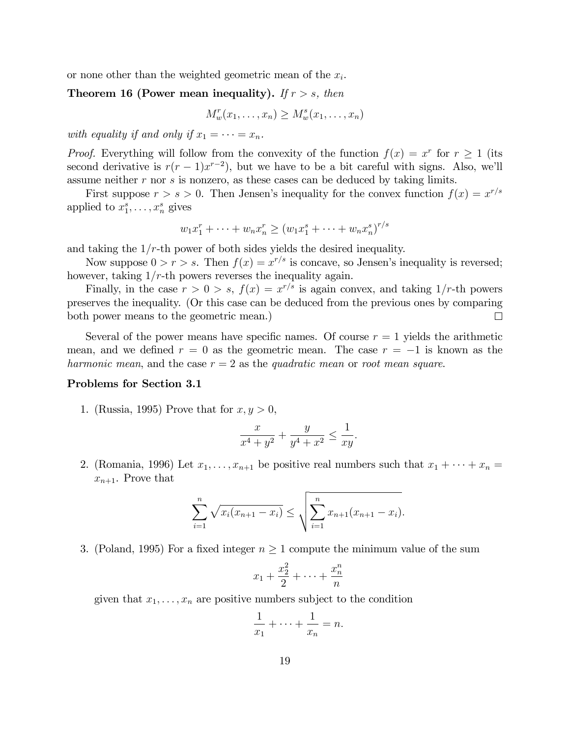or none other than the weighted geometric mean of the $x_i$.

**Theorem 16 (Power mean inequality).** *If $r > s$, then*

$$M_w^r(x_1, \dots, x_n) \geq M_w^s(x_1, \dots, x_n)$$

*with equality if and only if $x_1 = \cdots = x_n$.*

*Proof.* Everything will follow from the convexity of the function $f(x) = x^r$ for $r \geq 1$ (its second derivative is $r(r-1)x^{r-2}$), but we have to be a bit careful with signs. Also, we'll assume neither $r$ nor $s$ is nonzero, as these cases can be deduced by taking limits.

First suppose $r > s > 0$. Then Jensen's inequality for the convex function $f(x) = x^{r/s}$ applied to $x_1^s, \dots, x_n^s$ gives

$$w_1 x_1^r + \cdots + w_n x_n^r \geq (w_1 x_1^s + \cdots + w_n x_n^s)^{r/s}$$

and taking the $1/r$-th power of both sides yields the desired inequality.

Now suppose $0 > r > s$. Then $f(x) = x^{r/s}$ is concave, so Jensen's inequality is reversed; however, taking $1/r$-th powers reverses the inequality again.

Finally, in the case $r > 0 > s$, $f(x) = x^{r/s}$ is again convex, and taking $1/r$-th powers preserves the inequality. (Or this case can be deduced from the previous ones by comparing both power means to the geometric mean.) $\square$

Several of the power means have specific names. Of course $r = 1$ yields the arithmetic mean, and we defined $r = 0$ as the geometric mean. The case $r = -1$ is known as the *harmonic mean*, and the case $r = 2$ as the *quadratic mean* or *root mean square*.

### Problems for Section 3.1

1. (Russia, 1995) Prove that for $x, y > 0$,

$$\frac{x}{x^4 + y^2} + \frac{y}{y^4 + x^2} \leq \frac{1}{xy}.$$

2. (Romania, 1996) Let $x_1, \dots, x_{n+1}$ be positive real numbers such that $x_1 + \cdots + x_n = x_{n+1}$. Prove that

$$\sum_{i=1}^{n} \sqrt{x_i(x_{n+1} - x_i)} \leq \sqrt{\sum_{i=1}^{n} x_{n+1}(x_{n+1} - x_i)}.$$

3. (Poland, 1995) For a fixed integer $n \geq 1$ compute the minimum value of the sum

$$x_1 + \frac{x_2^2}{2} + \cdots + \frac{x_n^n}{n}$$

given that $x_1, \dots, x_n$ are positive numbers subject to the condition

$$\frac{1}{x_1} + \cdots + \frac{1}{x_n} = n.$$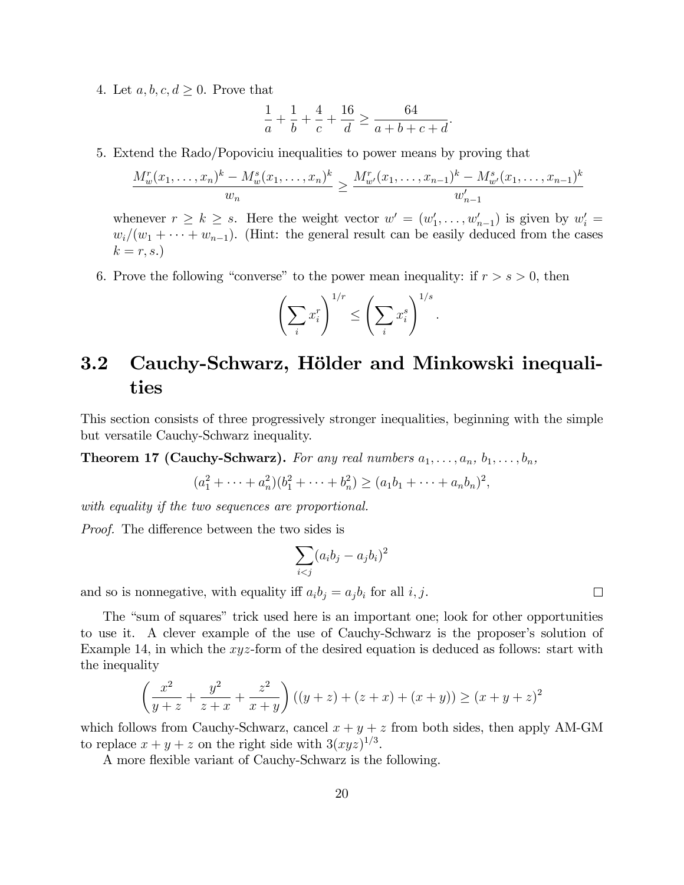4. Let $a, b, c, d \geq 0$. Prove that
$$\frac{1}{a} + \frac{1}{b} + \frac{4}{c} + \frac{16}{d} \geq \frac{64}{a+b+c+d}.$$

5. Extend the Rado/Popoviciu inequalities to power means by proving that
$$\frac{M_w^r(x_1,\dots,x_n)^k - M_w^s(x_1,\dots,x_n)^k}{w_n} \geq \frac{M_{w'}^r(x_1,\dots,x_{n-1})^k - M_{w'}^s(x_1,\dots,x_{n-1})^k}{w'_{n-1}}$$
whenever $r \geq k \geq s$. Here the weight vector $w' = (w'_1, \dots, w'_{n-1})$ is given by $w'_i = w_i/(w_1 + \cdots + w_{n-1})$. (Hint: the general result can be easily deduced from the cases $k = r, s$.)

6. Prove the following "converse" to the power mean inequality: if $r > s > 0$, then
$$\left(\sum_i x_i^r\right)^{1/r} \leq \left(\sum_i x_i^s\right)^{1/s}.$$

## 3.2 Cauchy-Schwarz, Hölder and Minkowski inequalities

This section consists of three progressively stronger inequalities, beginning with the simple but versatile Cauchy-Schwarz inequality.

**Theorem 17 (Cauchy-Schwarz).** *For any real numbers $a_1, \dots, a_n$, $b_1, \dots, b_n$,*
$$(a_1^2 + \cdots + a_n^2)(b_1^2 + \cdots + b_n^2) \geq (a_1 b_1 + \cdots + a_n b_n)^2,$$
*with equality if the two sequences are proportional.*

*Proof.* The difference between the two sides is
$$\sum_{i<j} (a_i b_j - a_j b_i)^2$$
and so is nonnegative, with equality iff $a_i b_j = a_j b_i$ for all $i, j$. □

The "sum of squares" trick used here is an important one; look for other opportunities to use it. A clever example of the use of Cauchy-Schwarz is the proposer's solution of Example 14, in which the $xyz$-form of the desired equation is deduced as follows: start with the inequality
$$\left(\frac{x^2}{y+z} + \frac{y^2}{z+x} + \frac{z^2}{x+y}\right)((y+z) + (z+x) + (x+y)) \geq (x+y+z)^2$$
which follows from Cauchy-Schwarz, cancel $x + y + z$ from both sides, then apply AM-GM to replace $x + y + z$ on the right side with $3(xyz)^{1/3}$.

A more flexible variant of Cauchy-Schwarz is the following.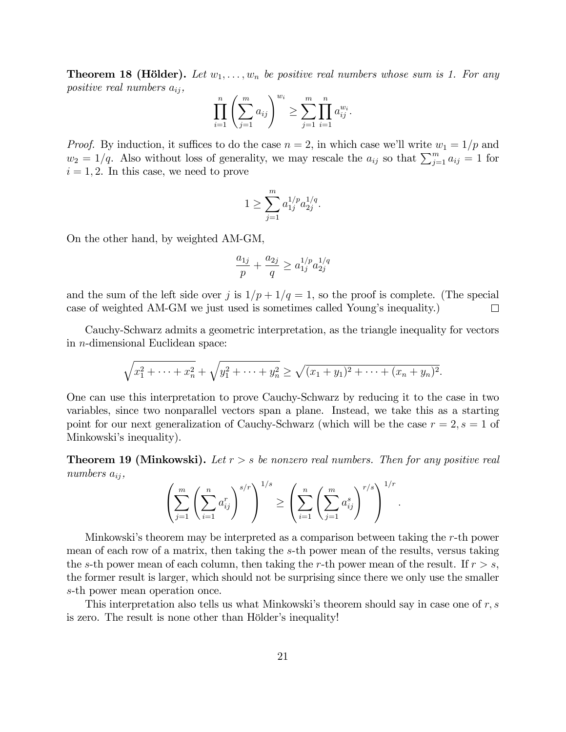**Theorem 18 (Hölder).** *Let $w_1, \dots, w_n$ be positive real numbers whose sum is 1. For any positive real numbers $a_{ij}$,*

$$\prod_{i=1}^{n} \left( \sum_{j=1}^{m} a_{ij} \right)^{w_i} \geq \sum_{j=1}^{m} \prod_{i=1}^{n} a_{ij}^{w_i}.$$

*Proof.* By induction, it suffices to do the case $n = 2$, in which case we'll write $w_1 = 1/p$ and $w_2 = 1/q$. Also without loss of generality, we may rescale the $a_{ij}$ so that $\sum_{j=1}^{m} a_{ij} = 1$ for $i = 1, 2$. In this case, we need to prove

$$1 \geq \sum_{j=1}^{m} a_{1j}^{1/p} a_{2j}^{1/q}.$$

On the other hand, by weighted AM-GM,

$$\frac{a_{1j}}{p} + \frac{a_{2j}}{q} \geq a_{1j}^{1/p} a_{2j}^{1/q}$$

and the sum of the left side over $j$ is $1/p + 1/q = 1$, so the proof is complete. (The special case of weighted AM-GM we just used is sometimes called Young's inequality.) □

Cauchy-Schwarz admits a geometric interpretation, as the triangle inequality for vectors in $n$-dimensional Euclidean space:

$$\sqrt{x_1^2 + \cdots + x_n^2} + \sqrt{y_1^2 + \cdots + y_n^2} \geq \sqrt{(x_1 + y_1)^2 + \cdots + (x_n + y_n)^2}.$$

One can use this interpretation to prove Cauchy-Schwarz by reducing it to the case in two variables, since two nonparallel vectors span a plane. Instead, we take this as a starting point for our next generalization of Cauchy-Schwarz (which will be the case $r = 2, s = 1$ of Minkowski's inequality).

**Theorem 19 (Minkowski).** *Let $r > s$ be nonzero real numbers. Then for any positive real numbers $a_{ij}$,*

$$\left( \sum_{j=1}^{m} \left( \sum_{i=1}^{n} a_{ij}^r \right)^{s/r} \right)^{1/s} \geq \left( \sum_{i=1}^{n} \left( \sum_{j=1}^{m} a_{ij}^s \right)^{r/s} \right)^{1/r}.$$

Minkowski's theorem may be interpreted as a comparison between taking the $r$-th power mean of each row of a matrix, then taking the $s$-th power mean of the results, versus taking the $s$-th power mean of each column, then taking the $r$-th power mean of the result. If $r > s$, the former result is larger, which should not be surprising since there we only use the smaller $s$-th power mean operation once.

This interpretation also tells us what Minkowski's theorem should say in case one of $r, s$ is zero. The result is none other than Hölder's inequality!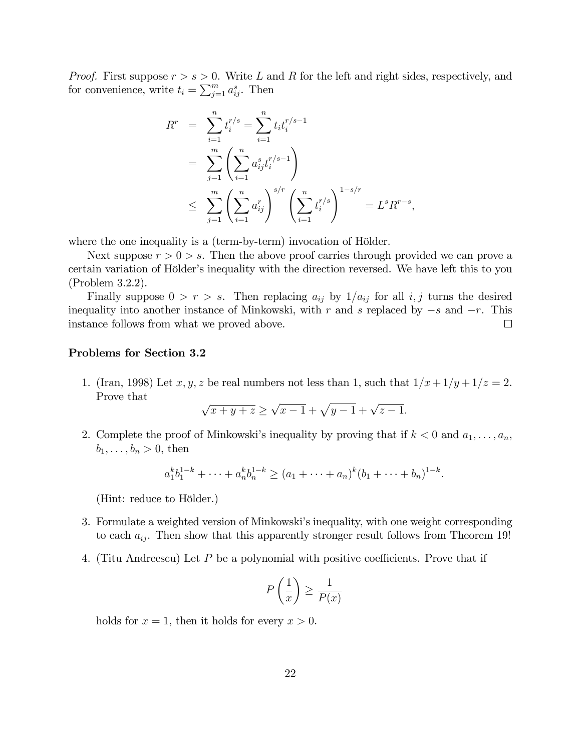*Proof.* First suppose $r > s > 0$. Write $L$ and $R$ for the left and right sides, respectively, and for convenience, write $t_i = \sum_{j=1}^m a_{ij}^s$. Then

$$
\begin{aligned}
R^r &= \sum_{i=1}^n t_i^{r/s} = \sum_{i=1}^n t_i t_i^{r/s-1} \\
&= \sum_{j=1}^m \left( \sum_{i=1}^n a_{ij}^s t_i^{r/s-1} \right) \\
&\leq \sum_{j=1}^m \left( \sum_{i=1}^n a_{ij}^r \right)^{s/r} \left( \sum_{i=1}^n t_i^{r/s} \right)^{1-s/r} = L^s R^{r-s},
\end{aligned}
$$

where the one inequality is a (term-by-term) invocation of Hölder.

Next suppose $r > 0 > s$. Then the above proof carries through provided we can prove a certain variation of Hölder's inequality with the direction reversed. We have left this to you (Problem 3.2.2).

Finally suppose $0 > r > s$. Then replacing $a_{ij}$ by $1/a_{ij}$ for all $i, j$ turns the desired inequality into another instance of Minkowski, with $r$ and $s$ replaced by $-s$ and $-r$. This instance follows from what we proved above. □

**Problems for Section 3.2**

1. (Iran, 1998) Let $x, y, z$ be real numbers not less than 1, such that $1/x + 1/y + 1/z = 2$. Prove that
$$\sqrt{x+y+z} \geq \sqrt{x-1} + \sqrt{y-1} + \sqrt{z-1}.$$

2. Complete the proof of Minkowski's inequality by proving that if $k < 0$ and $a_1, \dots, a_n$, $b_1, \dots, b_n > 0$, then
$$a_1^k b_1^{1-k} + \cdots + a_n^k b_n^{1-k} \geq (a_1 + \cdots + a_n)^k (b_1 + \cdots + b_n)^{1-k}.$$
(Hint: reduce to Hölder.)

3. Formulate a weighted version of Minkowski's inequality, with one weight corresponding to each $a_{ij}$. Then show that this apparently stronger result follows from Theorem 19!

4. (Titu Andreescu) Let $P$ be a polynomial with positive coefficients. Prove that if
$$P\left(\frac{1}{x}\right) \geq \frac{1}{P(x)}$$
holds for $x = 1$, then it holds for every $x > 0$.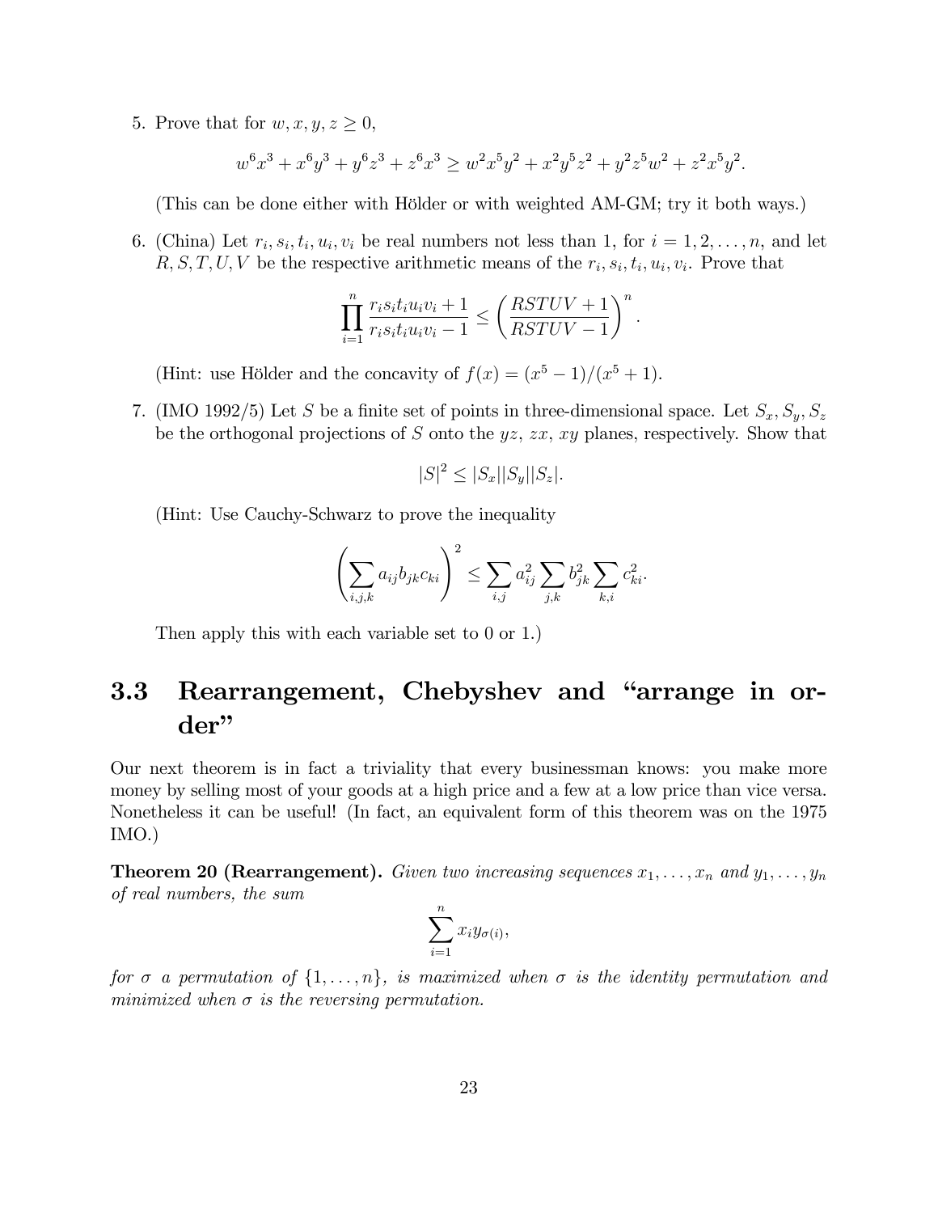5. Prove that for $w, x, y, z \geq 0$,

$$w^6x^3 + x^6y^3 + y^6z^3 + z^6x^3 \geq w^2x^5y^2 + x^2y^5z^2 + y^2z^5w^2 + z^2x^5y^2.$$

(This can be done either with Hölder or with weighted AM-GM; try it both ways.)

6. (China) Let $r_i, s_i, t_i, u_i, v_i$ be real numbers not less than 1, for $i = 1, 2, \ldots, n$, and let $R, S, T, U, V$ be the respective arithmetic means of the $r_i, s_i, t_i, u_i, v_i$. Prove that

$$\prod_{i=1}^{n} \frac{r_i s_i t_i u_i v_i + 1}{r_i s_i t_i u_i v_i - 1} \leq \left( \frac{RSTUV + 1}{RSTUV - 1} \right)^n.$$

(Hint: use Hölder and the concavity of $f(x) = (x^5 - 1)/(x^5 + 1)$.

7. (IMO 1992/5) Let $S$ be a finite set of points in three-dimensional space. Let $S_x, S_y, S_z$ be the orthogonal projections of $S$ onto the $yz$, $zx$, $xy$ planes, respectively. Show that

$$|S|^2 \leq |S_x||S_y||S_z|.$$

(Hint: Use Cauchy-Schwarz to prove the inequality

$$\left( \sum_{i,j,k} a_{ij} b_{jk} c_{ki} \right)^2 \leq \sum_{i,j} a_{ij}^2 \sum_{j,k} b_{jk}^2 \sum_{k,i} c_{ki}^2.$$

Then apply this with each variable set to 0 or 1.)

## 3.3 Rearrangement, Chebyshev and "arrange in order"

Our next theorem is in fact a triviality that every businessman knows: you make more money by selling most of your goods at a high price and a few at a low price than vice versa. Nonetheless it can be useful! (In fact, an equivalent form of this theorem was on the 1975 IMO.)

**Theorem 20 (Rearrangement).** *Given two increasing sequences $x_1, \ldots, x_n$ and $y_1, \ldots, y_n$ of real numbers, the sum*

$$\sum_{i=1}^{n} x_i y_{\sigma(i)},$$

*for $\sigma$ a permutation of $\{1, \ldots, n\}$, is maximized when $\sigma$ is the identity permutation and minimized when $\sigma$ is the reversing permutation.*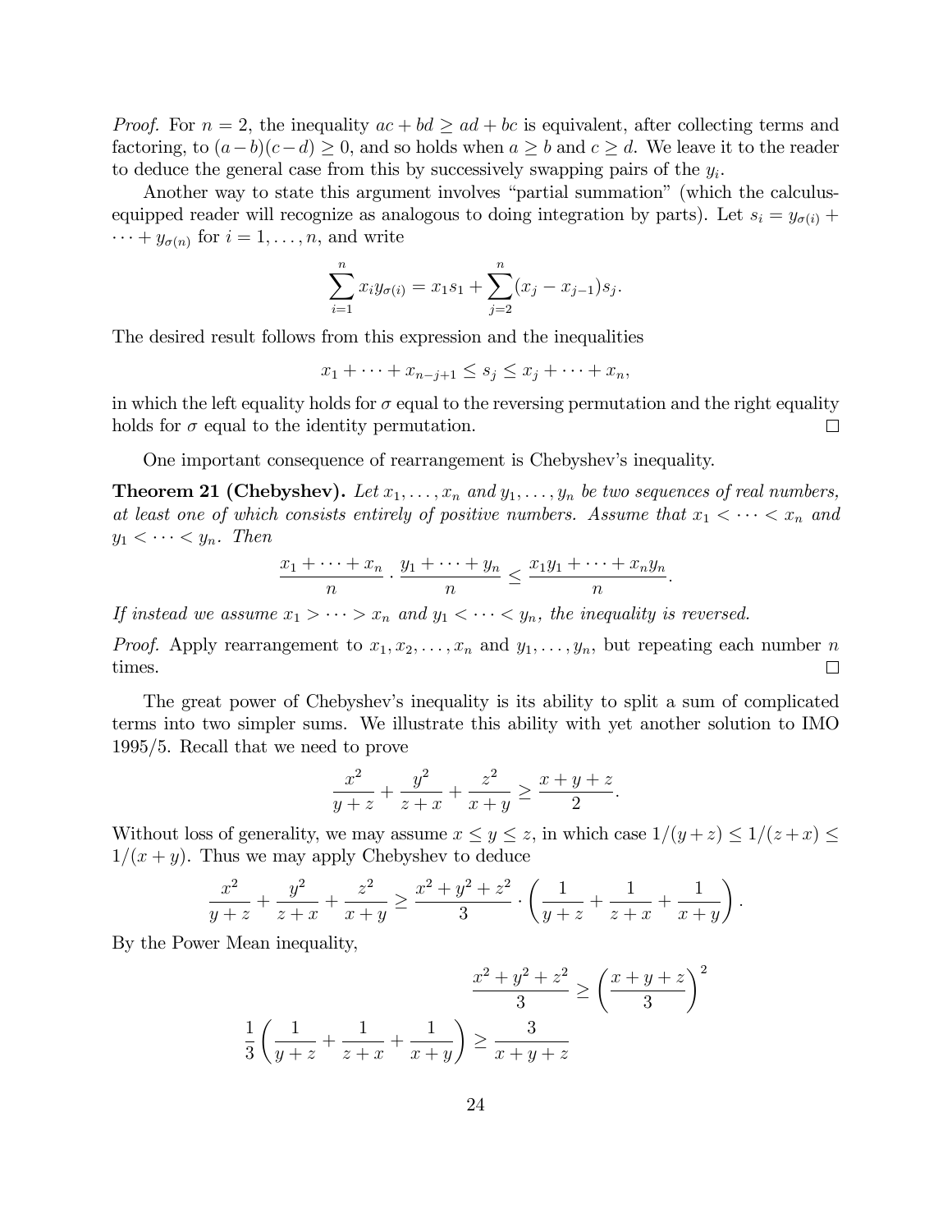*Proof.* For $n = 2$, the inequality $ac + bd \geq ad + bc$ is equivalent, after collecting terms and factoring, to $(a - b)(c - d) \geq 0$, and so holds when $a \geq b$ and $c \geq d$. We leave it to the reader to deduce the general case from this by successively swapping pairs of the $y_i$.

Another way to state this argument involves "partial summation" (which the calculus-equipped reader will recognize as analogous to doing integration by parts). Let $s_i = y_{\sigma(i)} + \cdots + y_{\sigma(n)}$ for $i = 1, \ldots, n$, and write

$$\sum_{i=1}^{n} x_i y_{\sigma(i)} = x_1 s_1 + \sum_{j=2}^{n} (x_j - x_{j-1}) s_j.$$

The desired result follows from this expression and the inequalities

$$x_1 + \cdots + x_{n-j+1} \leq s_j \leq x_j + \cdots + x_n,$$

in which the left equality holds for $\sigma$ equal to the reversing permutation and the right equality holds for $\sigma$ equal to the identity permutation. □

One important consequence of rearrangement is Chebyshev's inequality.

**Theorem 21 (Chebyshev).** *Let $x_1, \ldots, x_n$ and $y_1, \ldots, y_n$ be two sequences of real numbers, at least one of which consists entirely of positive numbers. Assume that $x_1 < \cdots < x_n$ and $y_1 < \cdots < y_n$. Then*

$$\frac{x_1 + \cdots + x_n}{n} \cdot \frac{y_1 + \cdots + y_n}{n} \leq \frac{x_1 y_1 + \cdots + x_n y_n}{n}.$$

*If instead we assume $x_1 > \cdots > x_n$ and $y_1 < \cdots < y_n$, the inequality is reversed.*

*Proof.* Apply rearrangement to $x_1, x_2, \ldots, x_n$ and $y_1, \ldots, y_n$, but repeating each number $n$ times. □

The great power of Chebyshev's inequality is its ability to split a sum of complicated terms into two simpler sums. We illustrate this ability with yet another solution to IMO 1995/5. Recall that we need to prove

$$\frac{x^2}{y+z} + \frac{y^2}{z+x} + \frac{z^2}{x+y} \geq \frac{x+y+z}{2}.$$

Without loss of generality, we may assume $x \leq y \leq z$, in which case $1/(y+z) \leq 1/(z+x) \leq 1/(x+y)$. Thus we may apply Chebyshev to deduce

$$\frac{x^2}{y+z} + \frac{y^2}{z+x} + \frac{z^2}{x+y} \geq \frac{x^2 + y^2 + z^2}{3} \cdot \left( \frac{1}{y+z} + \frac{1}{z+x} + \frac{1}{x+y} \right).$$

By the Power Mean inequality,

$$\frac{x^2 + y^2 + z^2}{3} \geq \left( \frac{x+y+z}{3} \right)^2$$

$$\frac{1}{3} \left( \frac{1}{y+z} + \frac{1}{z+x} + \frac{1}{x+y} \right) \geq \frac{3}{x+y+z}$$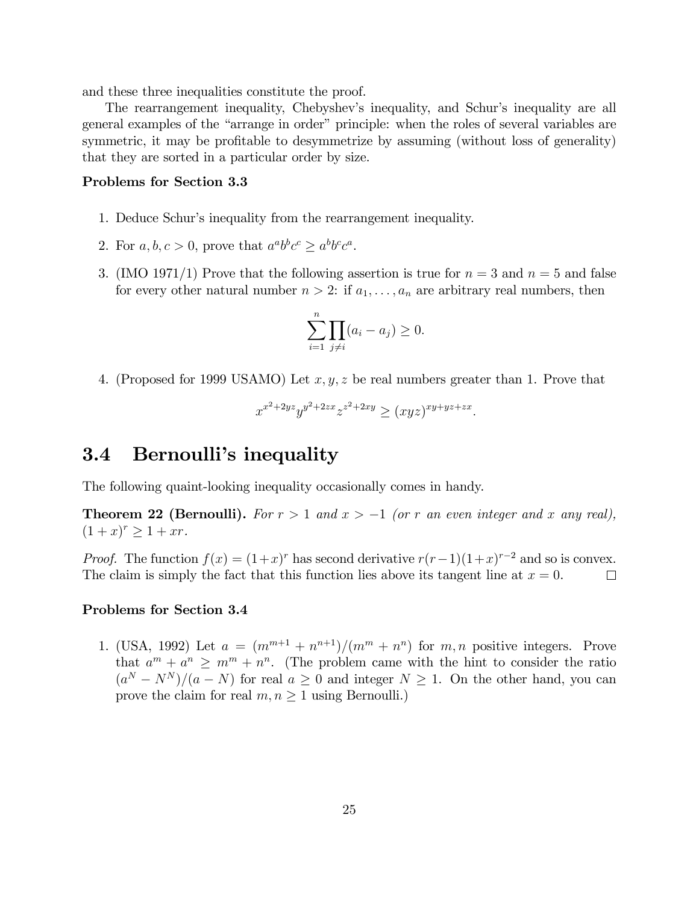and these three inequalities constitute the proof.

The rearrangement inequality, Chebyshev's inequality, and Schur's inequality are all general examples of the "arrange in order" principle: when the roles of several variables are symmetric, it may be profitable to desymmetrize by assuming (without loss of generality) that they are sorted in a particular order by size.

**Problems for Section 3.3**

1. Deduce Schur's inequality from the rearrangement inequality.
2. For $a, b, c > 0$, prove that $a^a b^b c^c \geq a^b b^c c^a$.
3. (IMO 1971/1) Prove that the following assertion is true for $n = 3$ and $n = 5$ and false for every other natural number $n > 2$: if $a_1, \dots, a_n$ are arbitrary real numbers, then
$$\sum_{i=1}^{n} \prod_{j \neq i} (a_i - a_j) \geq 0.$$
4. (Proposed for 1999 USAMO) Let $x, y, z$ be real numbers greater than 1. Prove that
$$x^{x^2+2yz} y^{y^2+2zx} z^{z^2+2xy} \geq (xyz)^{xy+yz+zx}.$$

## 3.4 Bernoulli's inequality

The following quaint-looking inequality occasionally comes in handy.

**Theorem 22 (Bernoulli).** *For $r > 1$ and $x > -1$ (or $r$ an even integer and $x$ any real), $(1 + x)^r \geq 1 + xr$.*

*Proof.* The function $f(x) = (1+x)^r$ has second derivative $r(r-1)(1+x)^{r-2}$ and so is convex. The claim is simply the fact that this function lies above its tangent line at $x = 0$. □

**Problems for Section 3.4**

1. (USA, 1992) Let $a = (m^{m+1} + n^{n+1})/(m^m + n^n)$ for $m, n$ positive integers. Prove that $a^m + a^n \geq m^m + n^n$. (The problem came with the hint to consider the ratio $(a^N - N^N)/(a - N)$ for real $a \geq 0$ and integer $N \geq 1$. On the other hand, you can prove the claim for real $m, n \geq 1$ using Bernoulli.)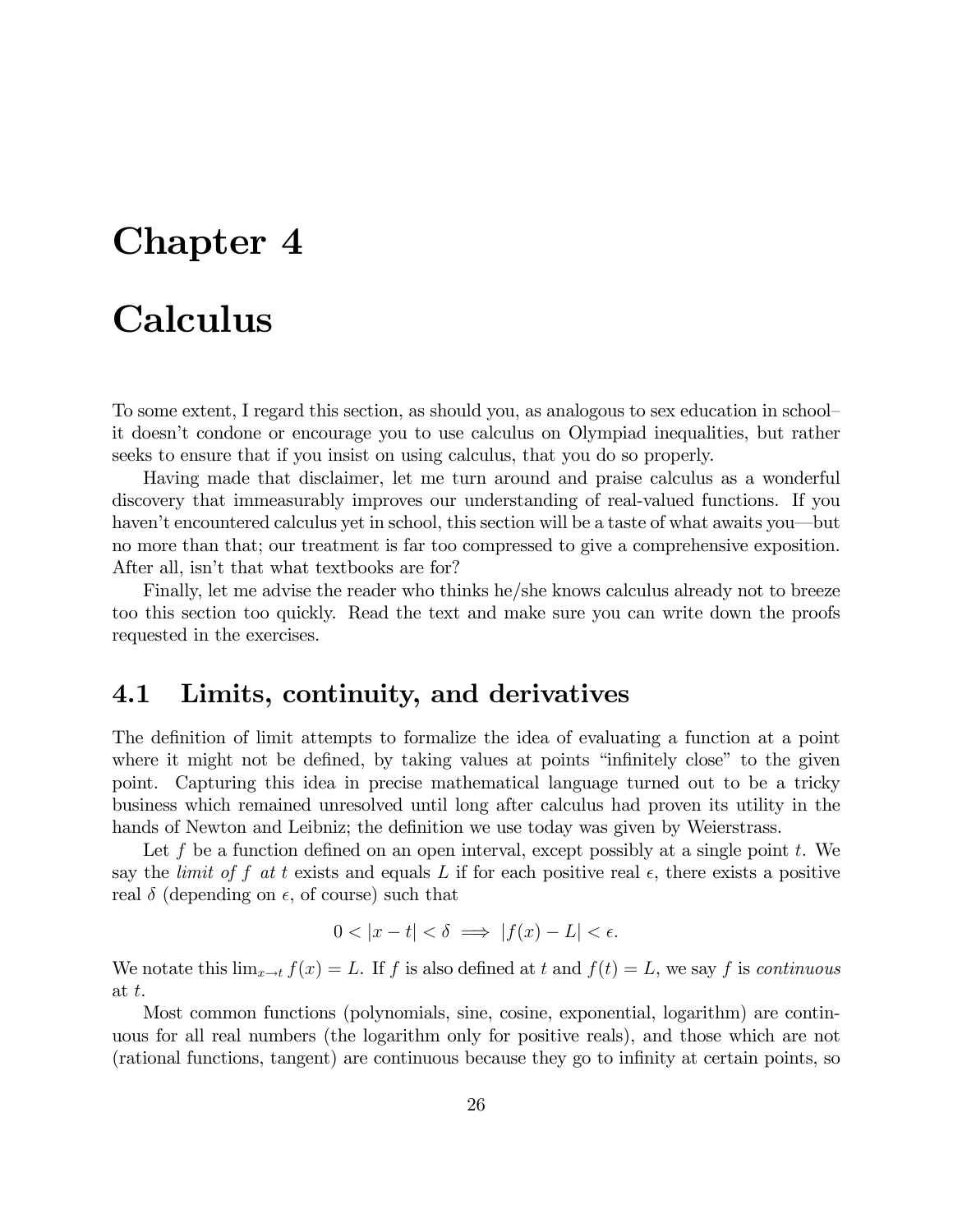// Chapter 4

# Calculus

To some extent, I regard this section, as should you, as analogous to sex education in school–it doesn't condone or encourage you to use calculus on Olympiad inequalities, but rather seeks to ensure that if you insist on using calculus, that you do so properly.

Having made that disclaimer, let me turn around and praise calculus as a wonderful discovery that immeasurably improves our understanding of real-valued functions. If you haven't encountered calculus yet in school, this section will be a taste of what awaits you—but no more than that; our treatment is far too compressed to give a comprehensive exposition. After all, isn't that what textbooks are for?

Finally, let me advise the reader who thinks he/she knows calculus already not to breeze too this section too quickly. Read the text and make sure you can write down the proofs requested in the exercises.

## 4.1 Limits, continuity, and derivatives

The definition of limit attempts to formalize the idea of evaluating a function at a point where it might not be defined, by taking values at points "infinitely close" to the given point. Capturing this idea in precise mathematical language turned out to be a tricky business which remained unresolved until long after calculus had proven its utility in the hands of Newton and Leibniz; the definition we use today was given by Weierstrass.

Let $f$ be a function defined on an open interval, except possibly at a single point $t$. We say the *limit of $f$ at $t$* exists and equals $L$ if for each positive real $\epsilon$, there exists a positive real $\delta$ (depending on $\epsilon$, of course) such that

$$0 < |x - t| < \delta \implies |f(x) - L| < \epsilon.$$

We notate this $\lim_{x \to t} f(x) = L$. If $f$ is also defined at $t$ and $f(t) = L$, we say $f$ is *continuous* at $t$.

Most common functions (polynomials, sine, cosine, exponential, logarithm) are continuous for all real numbers (the logarithm only for positive reals), and those which are not (rational functions, tangent) are continuous because they go to infinity at certain points, so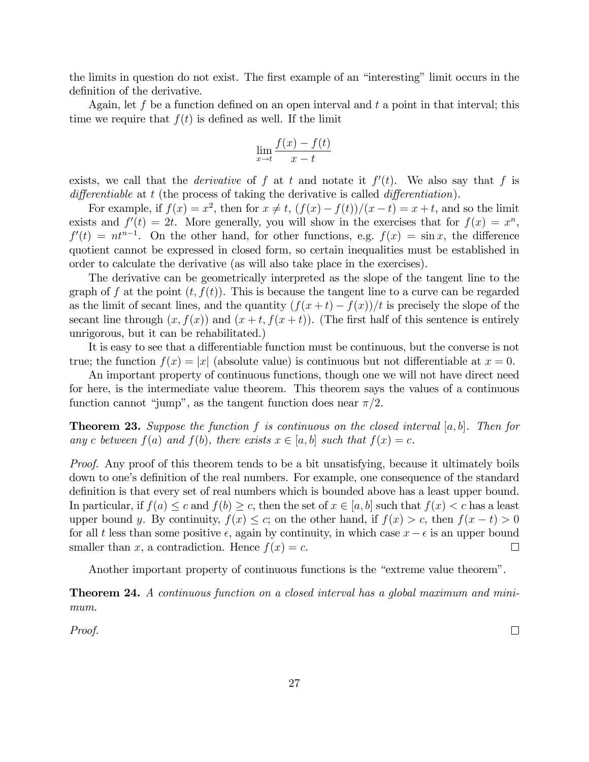the limits in question do not exist. The first example of an "interesting" limit occurs in the definition of the derivative.

Again, let $f$ be a function defined on an open interval and $t$ a point in that interval; this time we require that $f(t)$ is defined as well. If the limit

$$\lim_{x \to t} \frac{f(x) - f(t)}{x - t}$$

exists, we call that the *derivative* of $f$ at $t$ and notate it $f'(t)$. We also say that $f$ is *differentiable* at $t$ (the process of taking the derivative is called *differentiation*).

For example, if $f(x) = x^2$, then for $x \neq t$, $(f(x) - f(t))/(x - t) = x + t$, and so the limit exists and $f'(t) = 2t$. More generally, you will show in the exercises that for $f(x) = x^n$, $f'(t) = nt^{n-1}$. On the other hand, for other functions, e.g. $f(x) = \sin x$, the difference quotient cannot be expressed in closed form, so certain inequalities must be established in order to calculate the derivative (as will also take place in the exercises).

The derivative can be geometrically interpreted as the slope of the tangent line to the graph of $f$ at the point $(t, f(t))$. This is because the tangent line to a curve can be regarded as the limit of secant lines, and the quantity $(f(x+t) - f(x))/t$ is precisely the slope of the secant line through $(x, f(x))$ and $(x + t, f(x + t))$. (The first half of this sentence is entirely unrigorous, but it can be rehabilitated.)

It is easy to see that a differentiable function must be continuous, but the converse is not true; the function $f(x) = |x|$ (absolute value) is continuous but not differentiable at $x = 0$.

An important property of continuous functions, though one we will not have direct need for here, is the intermediate value theorem. This theorem says the values of a continuous function cannot "jump", as the tangent function does near $\pi/2$.

**Theorem 23.** *Suppose the function $f$ is continuous on the closed interval $[a, b]$. Then for any $c$ between $f(a)$ and $f(b)$, there exists $x \in [a, b]$ such that $f(x) = c$.*

*Proof.* Any proof of this theorem tends to be a bit unsatisfying, because it ultimately boils down to one's definition of the real numbers. For example, one consequence of the standard definition is that every set of real numbers which is bounded above has a least upper bound. In particular, if $f(a) \leq c$ and $f(b) \geq c$, then the set of $x \in [a, b]$ such that $f(x) < c$ has a least upper bound $y$. By continuity, $f(x) \leq c$; on the other hand, if $f(x) > c$, then $f(x - t) > 0$ for all $t$ less than some positive $\epsilon$, again by continuity, in which case $x - \epsilon$ is an upper bound smaller than $x$, a contradiction. Hence $f(x) = c$. $\square$

Another important property of continuous functions is the "extreme value theorem".

**Theorem 24.** *A continuous function on a closed interval has a global maximum and minimum.*

*Proof.* $\square$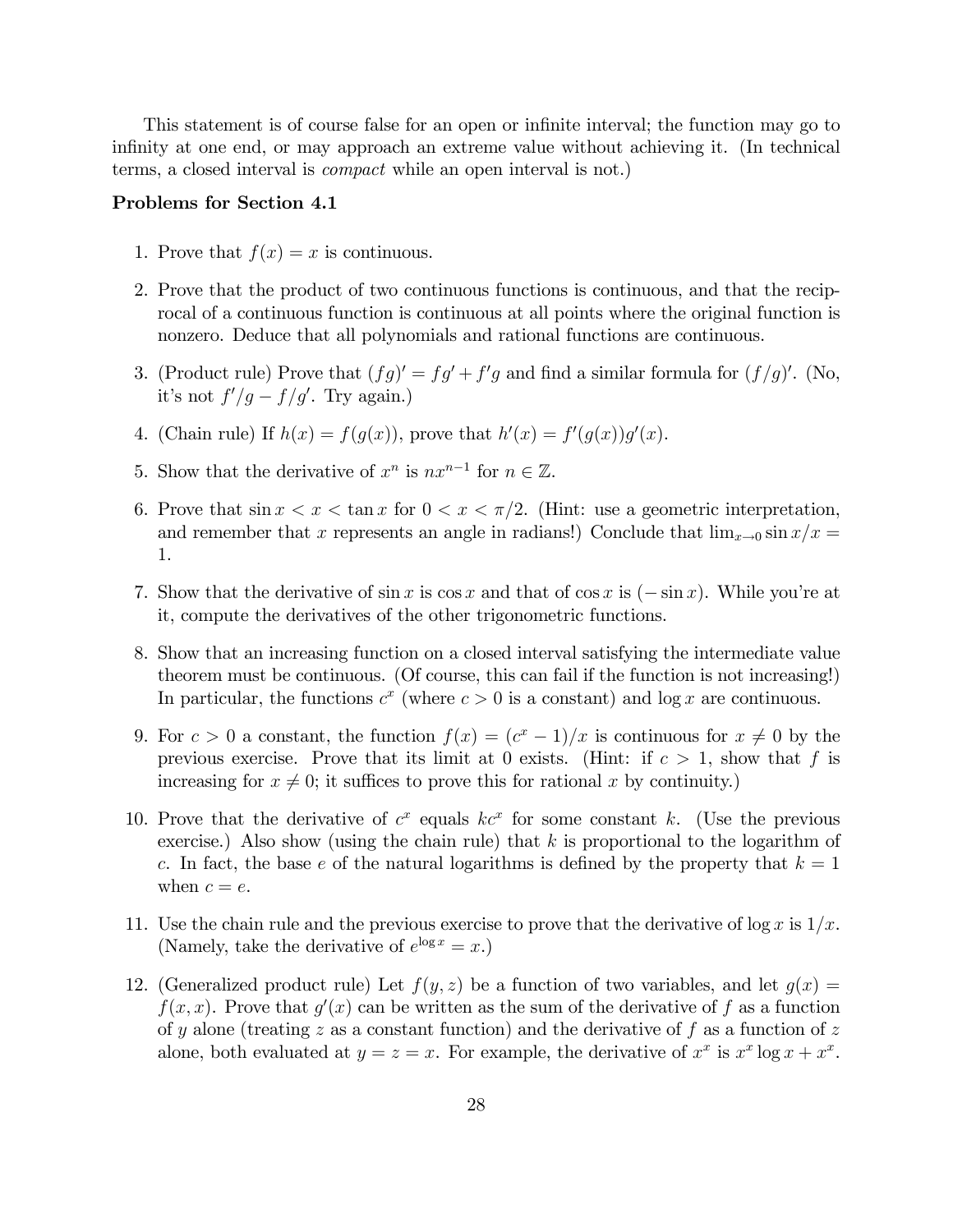This statement is of course false for an open or infinite interval; the function may go to infinity at one end, or may approach an extreme value without achieving it. (In technical terms, a closed interval is *compact* while an open interval is not.)

**Problems for Section 4.1**

1. Prove that $f(x) = x$ is continuous.

2. Prove that the product of two continuous functions is continuous, and that the reciprocal of a continuous function is continuous at all points where the original function is nonzero. Deduce that all polynomials and rational functions are continuous.

3. (Product rule) Prove that $(fg)' = fg' + f'g$ and find a similar formula for $(f/g)'$. (No, it's not $f'/g - f/g'$. Try again.)

4. (Chain rule) If $h(x) = f(g(x))$, prove that $h'(x) = f'(g(x))g'(x)$.

5. Show that the derivative of $x^n$ is $nx^{n-1}$ for $n \in \mathbb{Z}$.

6. Prove that $\sin x < x < \tan x$ for $0 < x < \pi/2$. (Hint: use a geometric interpretation, and remember that $x$ represents an angle in radians!) Conclude that $\lim_{x \to 0} \sin x/x = 1$.

7. Show that the derivative of $\sin x$ is $\cos x$ and that of $\cos x$ is $(-\sin x)$. While you're at it, compute the derivatives of the other trigonometric functions.

8. Show that an increasing function on a closed interval satisfying the intermediate value theorem must be continuous. (Of course, this can fail if the function is not increasing!) In particular, the functions $c^x$ (where $c > 0$ is a constant) and $\log x$ are continuous.

9. For $c > 0$ a constant, the function $f(x) = (c^x - 1)/x$ is continuous for $x \neq 0$ by the previous exercise. Prove that its limit at 0 exists. (Hint: if $c > 1$, show that $f$ is increasing for $x \neq 0$; it suffices to prove this for rational $x$ by continuity.)

10. Prove that the derivative of $c^x$ equals $kc^x$ for some constant $k$. (Use the previous exercise.) Also show (using the chain rule) that $k$ is proportional to the logarithm of $c$. In fact, the base $e$ of the natural logarithms is defined by the property that $k = 1$ when $c = e$.

11. Use the chain rule and the previous exercise to prove that the derivative of $\log x$ is $1/x$. (Namely, take the derivative of $e^{\log x} = x$.)

12. (Generalized product rule) Let $f(y, z)$ be a function of two variables, and let $g(x) = f(x, x)$. Prove that $g'(x)$ can be written as the sum of the derivative of $f$ as a function of $y$ alone (treating $z$ as a constant function) and the derivative of $f$ as a function of $z$ alone, both evaluated at $y = z = x$. For example, the derivative of $x^x$ is $x^x \log x + x^x$.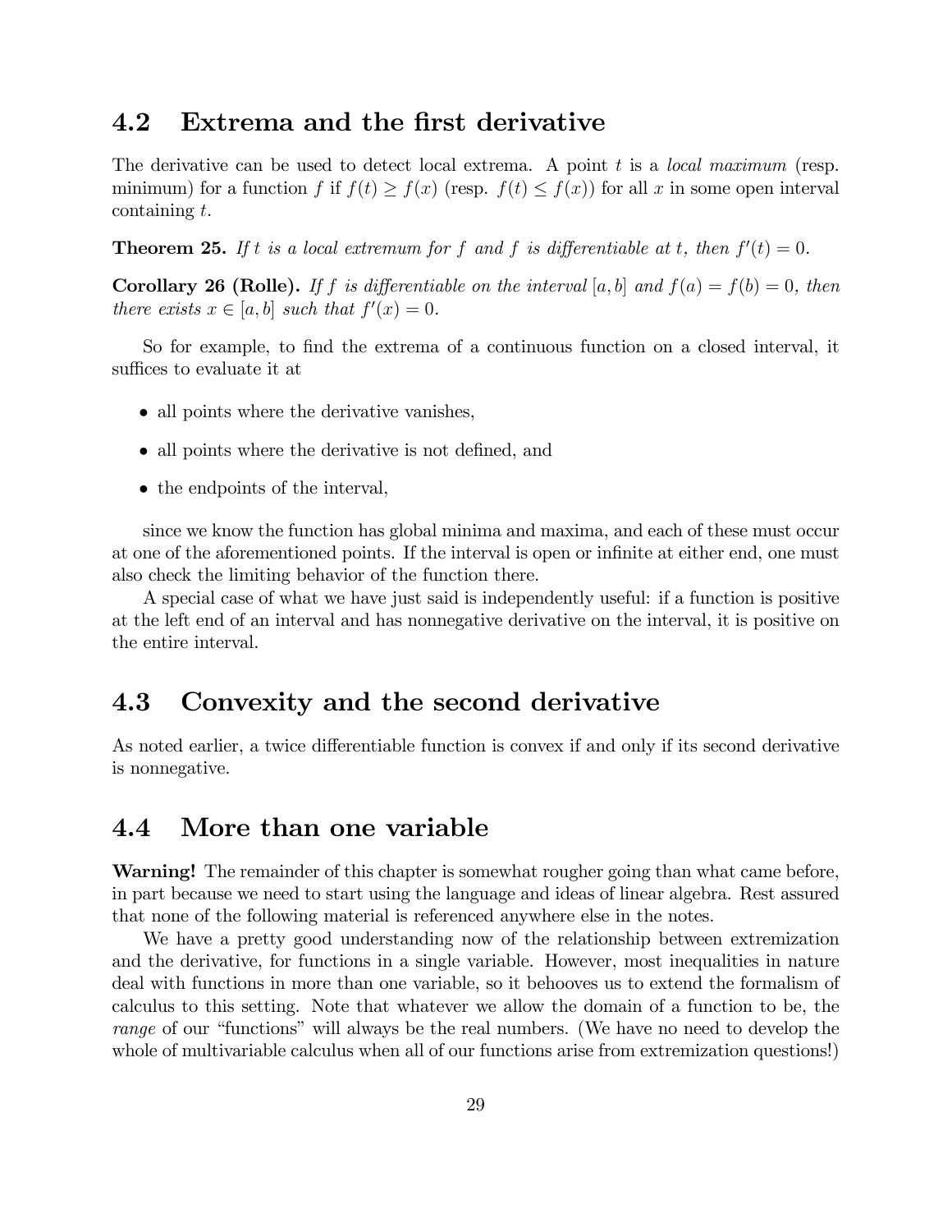## 4.2 Extrema and the first derivative

The derivative can be used to detect local extrema. A point $t$ is a *local maximum* (resp. minimum) for a function $f$ if $f(t) \geq f(x)$ (resp. $f(t) \leq f(x)$) for all $x$ in some open interval containing $t$.

**Theorem 25.** *If $t$ is a local extremum for $f$ and $f$ is differentiable at $t$, then $f'(t) = 0$.*

**Corollary 26 (Rolle).** *If $f$ is differentiable on the interval $[a, b]$ and $f(a) = f(b) = 0$, then there exists $x \in [a, b]$ such that $f'(x) = 0$.*

So for example, to find the extrema of a continuous function on a closed interval, it suffices to evaluate it at

- all points where the derivative vanishes,
- all points where the derivative is not defined, and
- the endpoints of the interval,

since we know the function has global minima and maxima, and each of these must occur at one of the aforementioned points. If the interval is open or infinite at either end, one must also check the limiting behavior of the function there.

A special case of what we have just said is independently useful: if a function is positive at the left end of an interval and has nonnegative derivative on the interval, it is positive on the entire interval.

## 4.3 Convexity and the second derivative

As noted earlier, a twice differentiable function is convex if and only if its second derivative is nonnegative.

## 4.4 More than one variable

**Warning!** The remainder of this chapter is somewhat rougher going than what came before, in part because we need to start using the language and ideas of linear algebra. Rest assured that none of the following material is referenced anywhere else in the notes.

We have a pretty good understanding now of the relationship between extremization and the derivative, for functions in a single variable. However, most inequalities in nature deal with functions in more than one variable, so it behooves us to extend the formalism of calculus to this setting. Note that whatever we allow the domain of a function to be, the *range* of our "functions" will always be the real numbers. (We have no need to develop the whole of multivariable calculus when all of our functions arise from extremization questions!)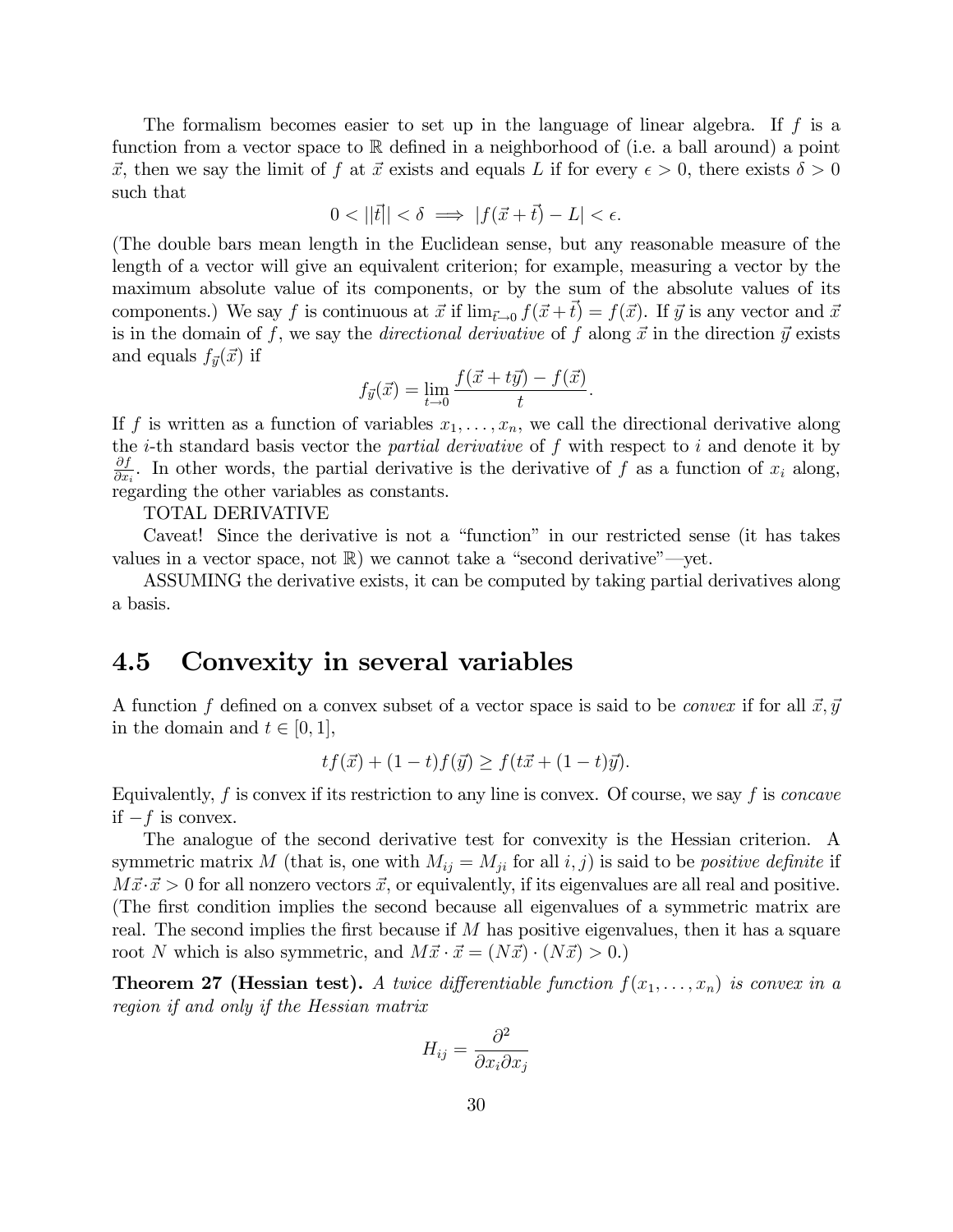The formalism becomes easier to set up in the language of linear algebra. If $f$ is a function from a vector space to $\mathbb{R}$ defined in a neighborhood of (i.e. a ball around) a point $\vec{x}$, then we say the limit of $f$ at $\vec{x}$ exists and equals $L$ if for every $\epsilon > 0$, there exists $\delta > 0$ such that

$$0 < ||\vec{t}|| < \delta \implies |f(\vec{x} + \vec{t}) - L| < \epsilon.$$

(The double bars mean length in the Euclidean sense, but any reasonable measure of the length of a vector will give an equivalent criterion; for example, measuring a vector by the maximum absolute value of its components, or by the sum of the absolute values of its components.) We say $f$ is continuous at $\vec{x}$ if $\lim_{\vec{t} \to 0} f(\vec{x} + \vec{t}) = f(\vec{x})$. If $\vec{y}$ is any vector and $\vec{x}$ is in the domain of $f$, we say the *directional derivative* of $f$ along $\vec{x}$ in the direction $\vec{y}$ exists and equals $f_{\vec{y}}(\vec{x})$ if

$$f_{\vec{y}}(\vec{x}) = \lim_{t \to 0} \frac{f(\vec{x} + t\vec{y}) - f(\vec{x})}{t}.$$

If $f$ is written as a function of variables $x_1, \dots, x_n$, we call the directional derivative along the $i$-th standard basis vector the *partial derivative* of $f$ with respect to $i$ and denote it by $\frac{\partial f}{\partial x_i}$. In other words, the partial derivative is the derivative of $f$ as a function of $x_i$ along, regarding the other variables as constants.

TOTAL DERIVATIVE

Caveat! Since the derivative is not a "function" in our restricted sense (it has takes values in a vector space, not $\mathbb{R}$) we cannot take a "second derivative"—yet.

ASSUMING the derivative exists, it can be computed by taking partial derivatives along a basis.

## 4.5 Convexity in several variables

A function $f$ defined on a convex subset of a vector space is said to be *convex* if for all $\vec{x}, \vec{y}$ in the domain and $t \in [0, 1]$,

$$tf(\vec{x}) + (1 - t)f(\vec{y}) \geq f(t\vec{x} + (1 - t)\vec{y}).$$

Equivalently, $f$ is convex if its restriction to any line is convex. Of course, we say $f$ is *concave* if $-f$ is convex.

The analogue of the second derivative test for convexity is the Hessian criterion. A symmetric matrix $M$ (that is, one with $M_{ij} = M_{ji}$ for all $i, j$) is said to be *positive definite* if $M\vec{x} \cdot \vec{x} > 0$ for all nonzero vectors $\vec{x}$, or equivalently, if its eigenvalues are all real and positive. (The first condition implies the second because all eigenvalues of a symmetric matrix are real. The second implies the first because if $M$ has positive eigenvalues, then it has a square root $N$ which is also symmetric, and $M\vec{x} \cdot \vec{x} = (N\vec{x}) \cdot (N\vec{x}) > 0$.)

**Theorem 27 (Hessian test).** *A twice differentiable function $f(x_1, \dots, x_n)$ is convex in a region if and only if the Hessian matrix*

$$H_{ij} = \frac{\partial^2}{\partial x_i \partial x_j}$$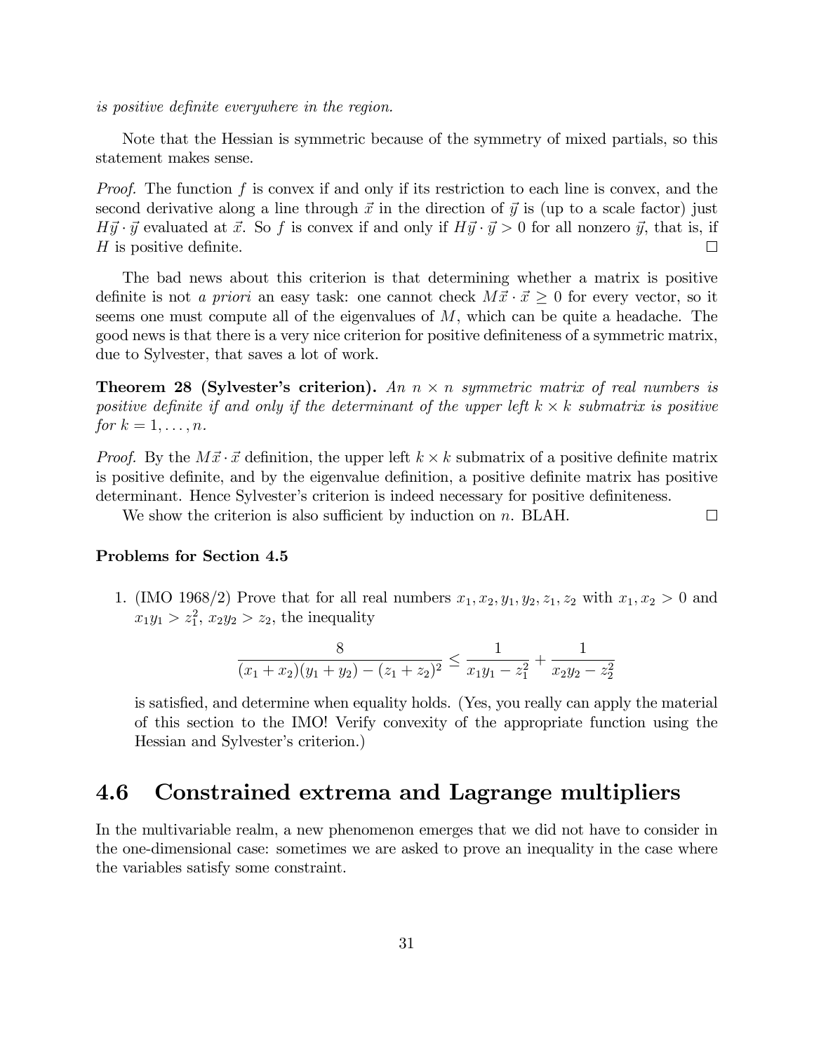*is positive definite everywhere in the region.*

Note that the Hessian is symmetric because of the symmetry of mixed partials, so this statement makes sense.

*Proof.* The function $f$ is convex if and only if its restriction to each line is convex, and the second derivative along a line through $\vec{x}$ in the direction of $\vec{y}$ is (up to a scale factor) just $H\vec{y} \cdot \vec{y}$ evaluated at $\vec{x}$. So $f$ is convex if and only if $H\vec{y} \cdot \vec{y} > 0$ for all nonzero $\vec{y}$, that is, if $H$ is positive definite. □

The bad news about this criterion is that determining whether a matrix is positive definite is not *a priori* an easy task: one cannot check $M\vec{x} \cdot \vec{x} \geq 0$ for every vector, so it seems one must compute all of the eigenvalues of $M$, which can be quite a headache. The good news is that there is a very nice criterion for positive definiteness of a symmetric matrix, due to Sylvester, that saves a lot of work.

**Theorem 28 (Sylvester's criterion).** *An $n \times n$ symmetric matrix of real numbers is positive definite if and only if the determinant of the upper left $k \times k$ submatrix is positive for $k = 1, \ldots, n$.*

*Proof.* By the $M\vec{x} \cdot \vec{x}$ definition, the upper left $k \times k$ submatrix of a positive definite matrix is positive definite, and by the eigenvalue definition, a positive definite matrix has positive determinant. Hence Sylvester's criterion is indeed necessary for positive definiteness.

We show the criterion is also sufficient by induction on $n$. BLAH. □

**Problems for Section 4.5**

1. (IMO 1968/2) Prove that for all real numbers $x_1, x_2, y_1, y_2, z_1, z_2$ with $x_1, x_2 > 0$ and $x_1 y_1 > z_1^2$, $x_2 y_2 > z_2$, the inequality

$$\frac{8}{(x_1 + x_2)(y_1 + y_2) - (z_1 + z_2)^2} \leq \frac{1}{x_1 y_1 - z_1^2} + \frac{1}{x_2 y_2 - z_2^2}$$

is satisfied, and determine when equality holds. (Yes, you really can apply the material of this section to the IMO! Verify convexity of the appropriate function using the Hessian and Sylvester's criterion.)

## 4.6 Constrained extrema and Lagrange multipliers

In the multivariable realm, a new phenomenon emerges that we did not have to consider in the one-dimensional case: sometimes we are asked to prove an inequality in the case where the variables satisfy some constraint.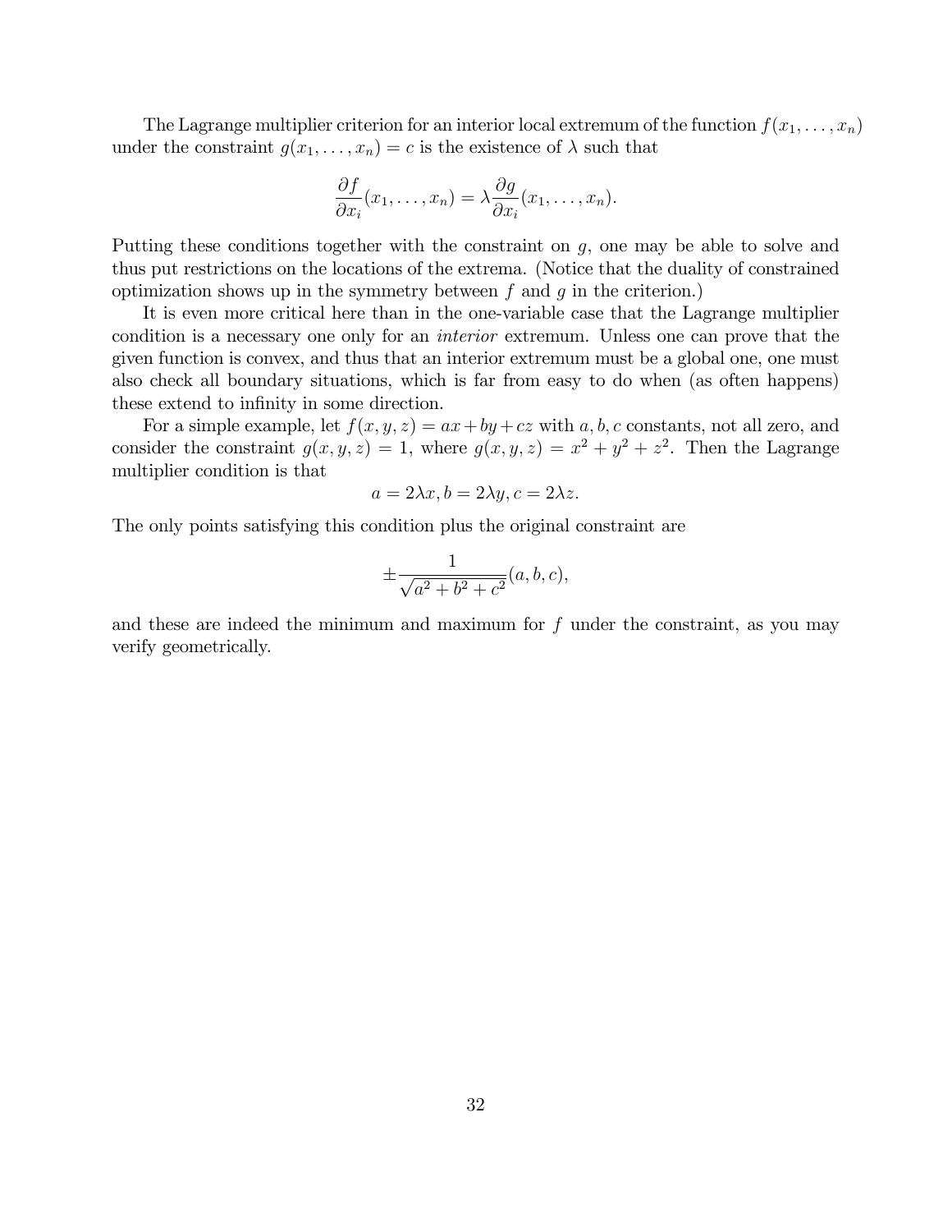The Lagrange multiplier criterion for an interior local extremum of the function $f(x_1, \dots, x_n)$ under the constraint $g(x_1, \dots, x_n) = c$ is the existence of $\lambda$ such that

$$\frac{\partial f}{\partial x_i}(x_1, \dots, x_n) = \lambda \frac{\partial g}{\partial x_i}(x_1, \dots, x_n).$$

Putting these conditions together with the constraint on $g$, one may be able to solve and thus put restrictions on the locations of the extrema. (Notice that the duality of constrained optimization shows up in the symmetry between $f$ and $g$ in the criterion.)

It is even more critical here than in the one-variable case that the Lagrange multiplier condition is a necessary one only for an *interior* extremum. Unless one can prove that the given function is convex, and thus that an interior extremum must be a global one, one must also check all boundary situations, which is far from easy to do when (as often happens) these extend to infinity in some direction.

For a simple example, let $f(x, y, z) = ax + by + cz$ with $a, b, c$ constants, not all zero, and consider the constraint $g(x, y, z) = 1$, where $g(x, y, z) = x^2 + y^2 + z^2$. Then the Lagrange multiplier condition is that

$$a = 2\lambda x, b = 2\lambda y, c = 2\lambda z.$$

The only points satisfying this condition plus the original constraint are

$$\pm \frac{1}{\sqrt{a^2 + b^2 + c^2}}(a, b, c),$$

and these are indeed the minimum and maximum for $f$ under the constraint, as you may verify geometrically.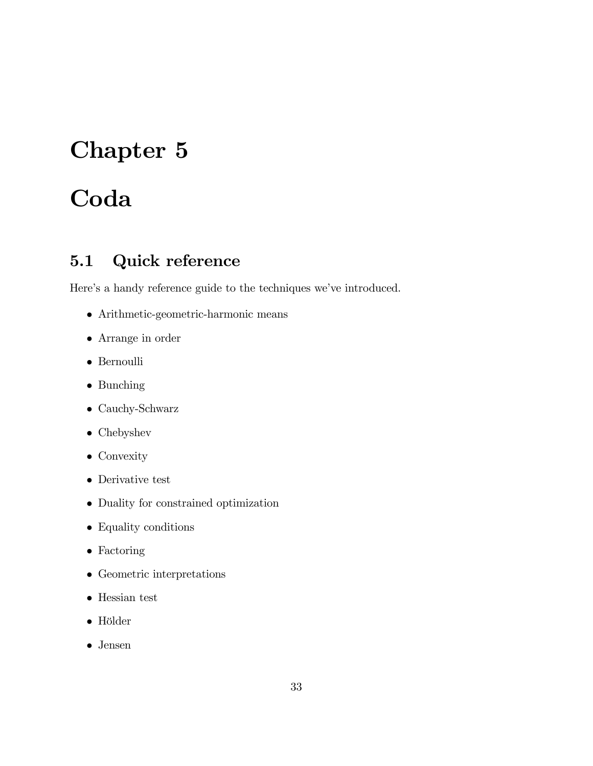# Chapter 5

# Coda

## 5.1 Quick reference

Here's a handy reference guide to the techniques we've introduced.

- Arithmetic-geometric-harmonic means
- Arrange in order
- Bernoulli
- Bunching
- Cauchy-Schwarz
- Chebyshev
- Convexity
- Derivative test
- Duality for constrained optimization
- Equality conditions
- Factoring
- Geometric interpretations
- Hessian test
- Hölder
- Jensen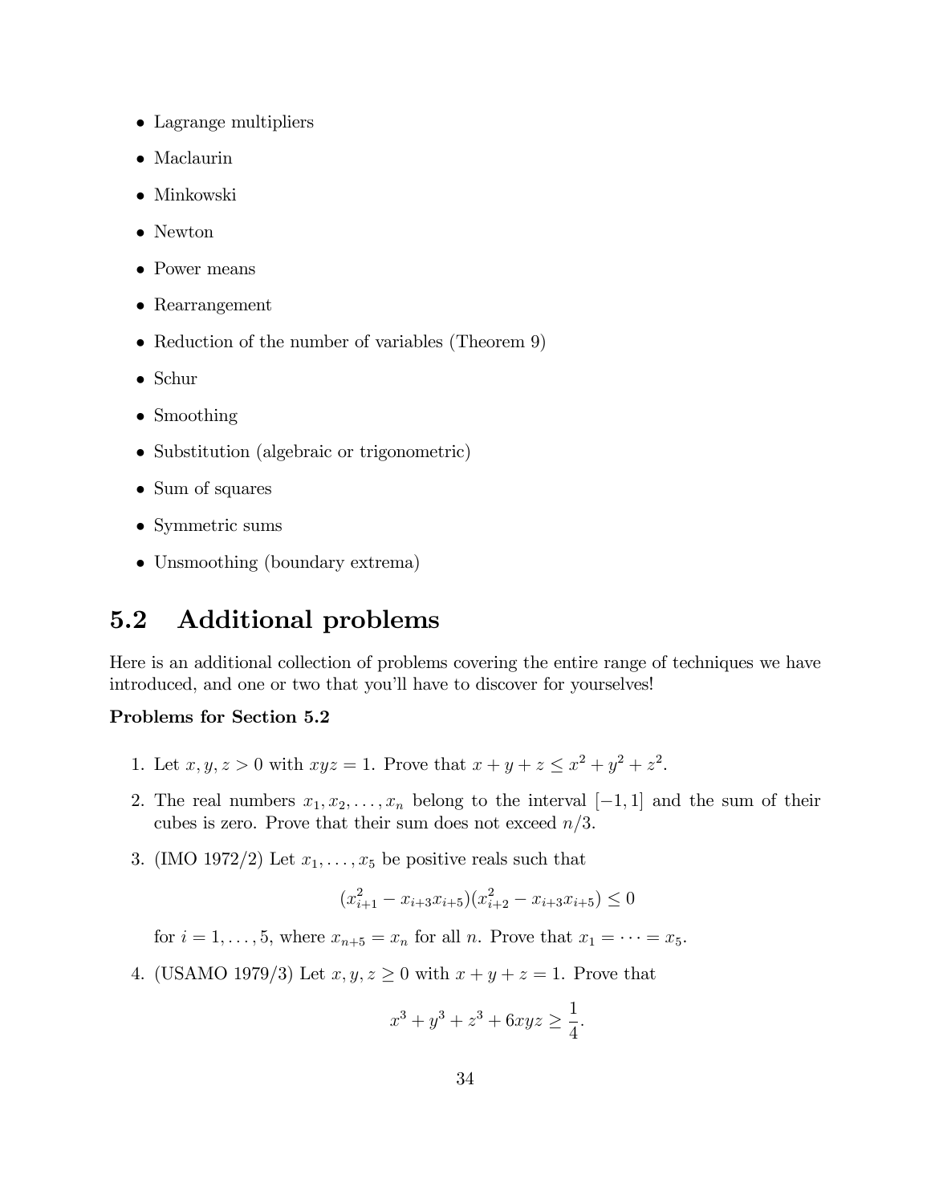- Lagrange multipliers
- Maclaurin
- Minkowski
- Newton
- Power means
- Rearrangement
- Reduction of the number of variables (Theorem 9)
- Schur
- Smoothing
- Substitution (algebraic or trigonometric)
- Sum of squares
- Symmetric sums
- Unsmoothing (boundary extrema)

## 5.2 Additional problems

Here is an additional collection of problems covering the entire range of techniques we have introduced, and one or two that you'll have to discover for yourselves!

**Problems for Section 5.2**

1. Let $x, y, z > 0$ with $xyz = 1$. Prove that $x + y + z \leq x^2 + y^2 + z^2$.

2. The real numbers $x_1, x_2, \ldots, x_n$ belong to the interval $[-1, 1]$ and the sum of their cubes is zero. Prove that their sum does not exceed $n/3$.

3. (IMO 1972/2) Let $x_1, \ldots, x_5$ be positive reals such that

$$(x_{i+1}^2 - x_{i+3}x_{i+5})(x_{i+2}^2 - x_{i+3}x_{i+5}) \leq 0$$

for $i = 1, \ldots, 5$, where $x_{n+5} = x_n$ for all $n$. Prove that $x_1 = \cdots = x_5$.

4. (USAMO 1979/3) Let $x, y, z \geq 0$ with $x + y + z = 1$. Prove that

$$x^3 + y^3 + z^3 + 6xyz \geq \frac{1}{4}.$$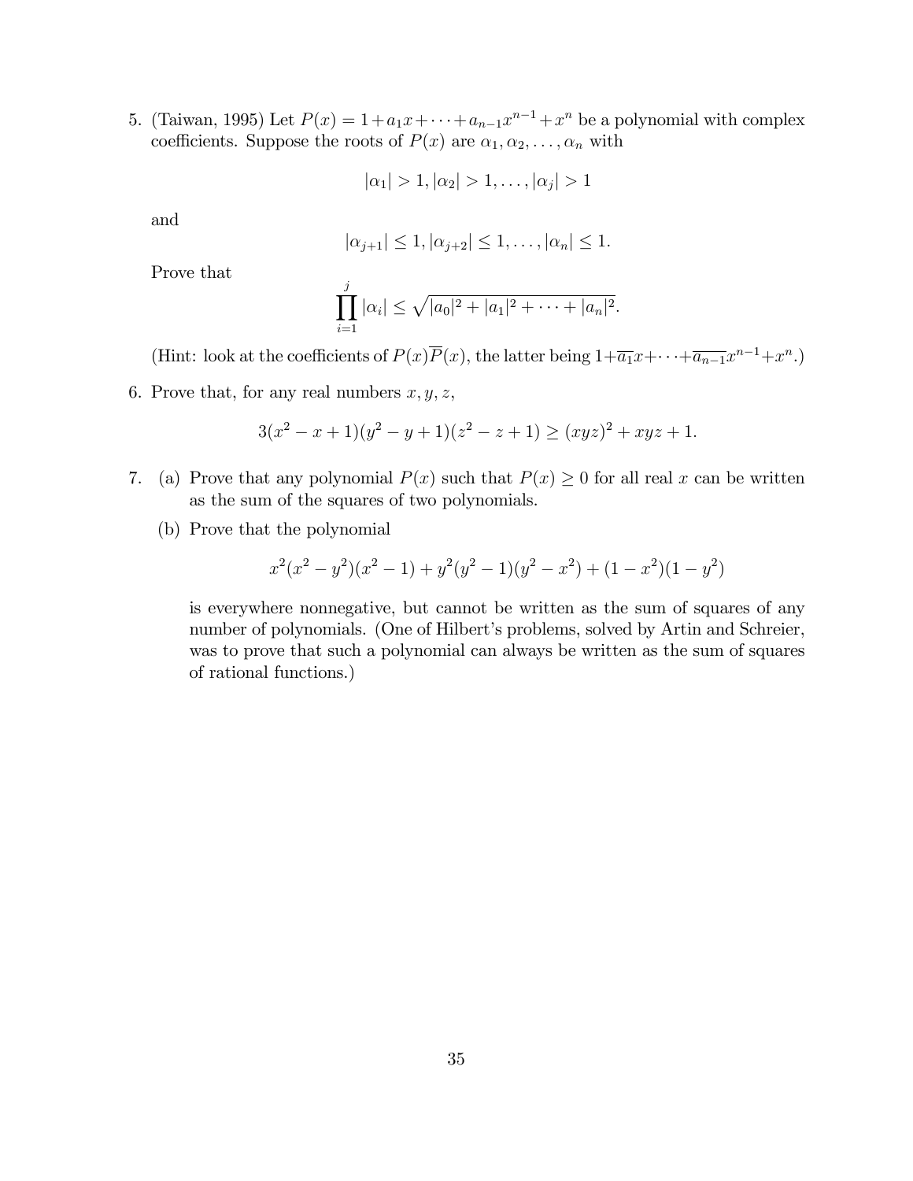5. (Taiwan, 1995) Let $P(x) = 1 + a_1 x + \cdots + a_{n-1}x^{n-1} + x^n$ be a polynomial with complex coefficients. Suppose the roots of $P(x)$ are $\alpha_1, \alpha_2, \ldots, \alpha_n$ with

$$|\alpha_1| > 1, |\alpha_2| > 1, \ldots, |\alpha_j| > 1$$

and

$$|\alpha_{j+1}| \leq 1, |\alpha_{j+2}| \leq 1, \ldots, |\alpha_n| \leq 1.$$

Prove that

$$\prod_{i=1}^{j} |\alpha_i| \leq \sqrt{|a_0|^2 + |a_1|^2 + \cdots + |a_n|^2}.$$

(Hint: look at the coefficients of $P(x)\overline{P}(x)$, the latter being $1 + \overline{a_1}x + \cdots + \overline{a_{n-1}}x^{n-1} + x^n$.)

6. Prove that, for any real numbers $x, y, z$,

$$3(x^2 - x + 1)(y^2 - y + 1)(z^2 - z + 1) \geq (xyz)^2 + xyz + 1.$$

7. (a) Prove that any polynomial $P(x)$ such that $P(x) \geq 0$ for all real $x$ can be written as the sum of the squares of two polynomials.

   (b) Prove that the polynomial

$$x^2(x^2 - y^2)(x^2 - 1) + y^2(y^2 - 1)(y^2 - x^2) + (1 - x^2)(1 - y^2)$$

   is everywhere nonnegative, but cannot be written as the sum of squares of any number of polynomials. (One of Hilbert's problems, solved by Artin and Schreier, was to prove that such a polynomial can always be written as the sum of squares of rational functions.)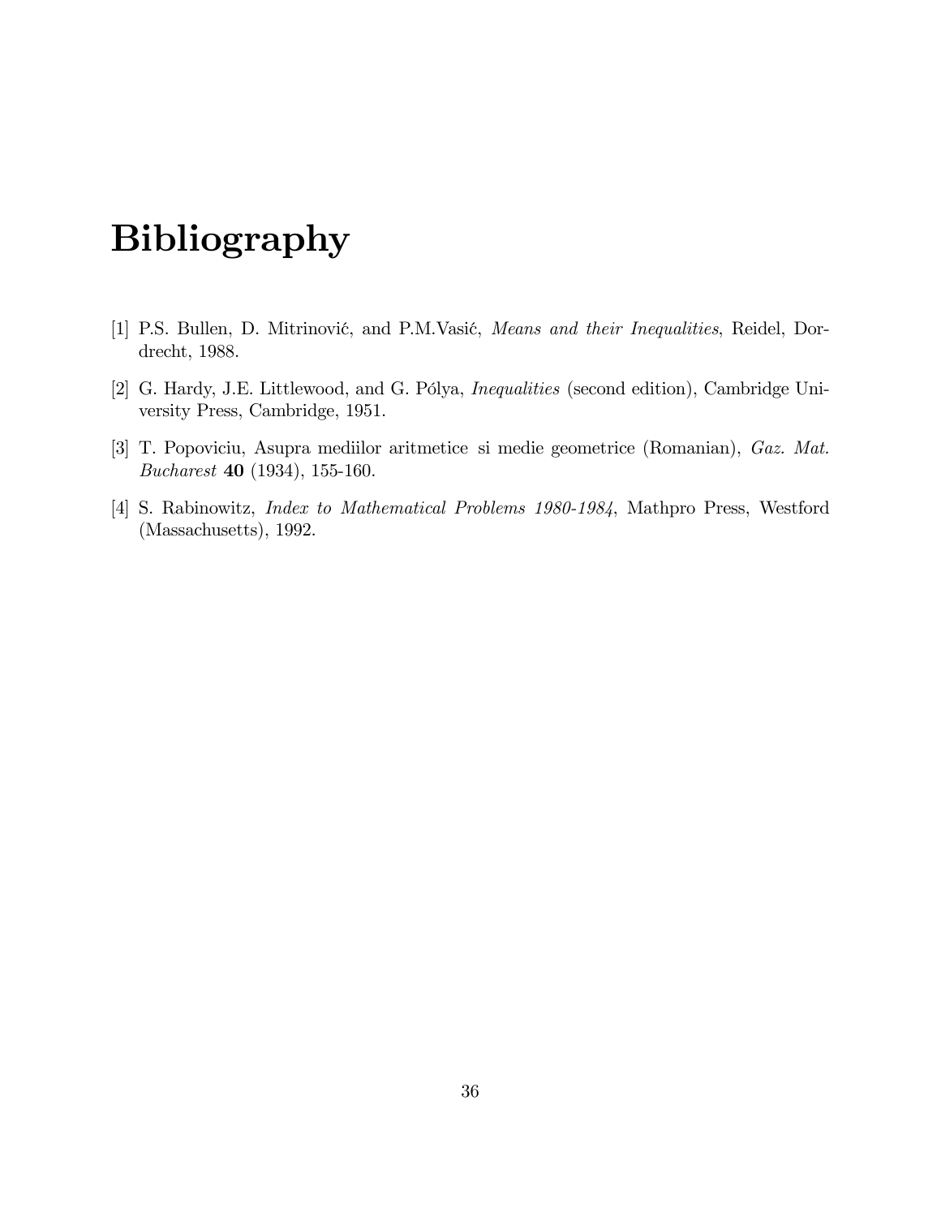# Bibliography

[1] P.S. Bullen, D. Mitrinović, and P.M.Vasić, *Means and their Inequalities*, Reidel, Dordrecht, 1988.

[2] G. Hardy, J.E. Littlewood, and G. Pólya, *Inequalities* (second edition), Cambridge University Press, Cambridge, 1951.

[3] T. Popoviciu, Asupra mediilor aritmetice si medie geometrice (Romanian), *Gaz. Mat. Bucharest* **40** (1934), 155-160.

[4] S. Rabinowitz, *Index to Mathematical Problems 1980-1984*, Mathpro Press, Westford (Massachusetts), 1992.